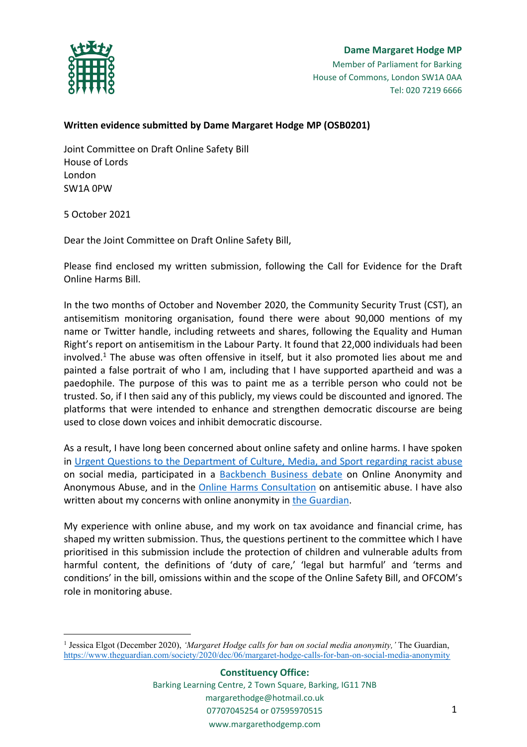**Dame Margaret Hodge MP**

Member of Parliament for Barking
House of Commons, London SW1A 0AA
Tel: 020 7219 6666

**Written evidence submitted by Dame Margaret Hodge MP (OSB0201)**

Joint Committee on Draft Online Safety Bill
House of Lords
London
SW1A 0PW

5 October 2021

Dear the Joint Committee on Draft Online Safety Bill,

Please find enclosed my written submission, following the Call for Evidence for the Draft Online Harms Bill.

In the two months of October and November 2020, the Community Security Trust (CST), an antisemitism monitoring organisation, found there were about 90,000 mentions of my name or Twitter handle, including retweets and shares, following the Equality and Human Right's report on antisemitism in the Labour Party. It found that 22,000 individuals had been involved.[1] The abuse was often offensive in itself, but it also promoted lies about me and painted a false portrait of who I am, including that I have supported apartheid and was a paedophile. The purpose of this was to paint me as a terrible person who could not be trusted. So, if I then said any of this publicly, my views could be discounted and ignored. The platforms that were intended to enhance and strengthen democratic discourse are being used to close down voices and inhibit democratic discourse.

As a result, I have long been concerned about online safety and online harms. I have spoken in Urgent Questions to the Department of Culture, Media, and Sport regarding racist abuse on social media, participated in a Backbench Business debate on Online Anonymity and Anonymous Abuse, and in the Online Harms Consultation on antisemitic abuse. I have also written about my concerns with online anonymity in the Guardian.

My experience with online abuse, and my work on tax avoidance and financial crime, has shaped my written submission. Thus, the questions pertinent to the committee which I have prioritised in this submission include the protection of children and vulnerable adults from harmful content, the definitions of 'duty of care,' 'legal but harmful' and 'terms and conditions' in the bill, omissions within and the scope of the Online Safety Bill, and OFCOM's role in monitoring abuse.

---

[1] Jessica Elgot (December 2020), *'Margaret Hodge calls for ban on social media anonymity,'* The Guardian, https://www.theguardian.com/society/2020/dec/06/margaret-hodge-calls-for-ban-on-social-media-anonymity

**Constituency Office:**
Barking Learning Centre, 2 Town Square, Barking, IG11 7NB
margarethodge@hotmail.co.uk
07707045254 or 07595970515
www.margarethodgemp.com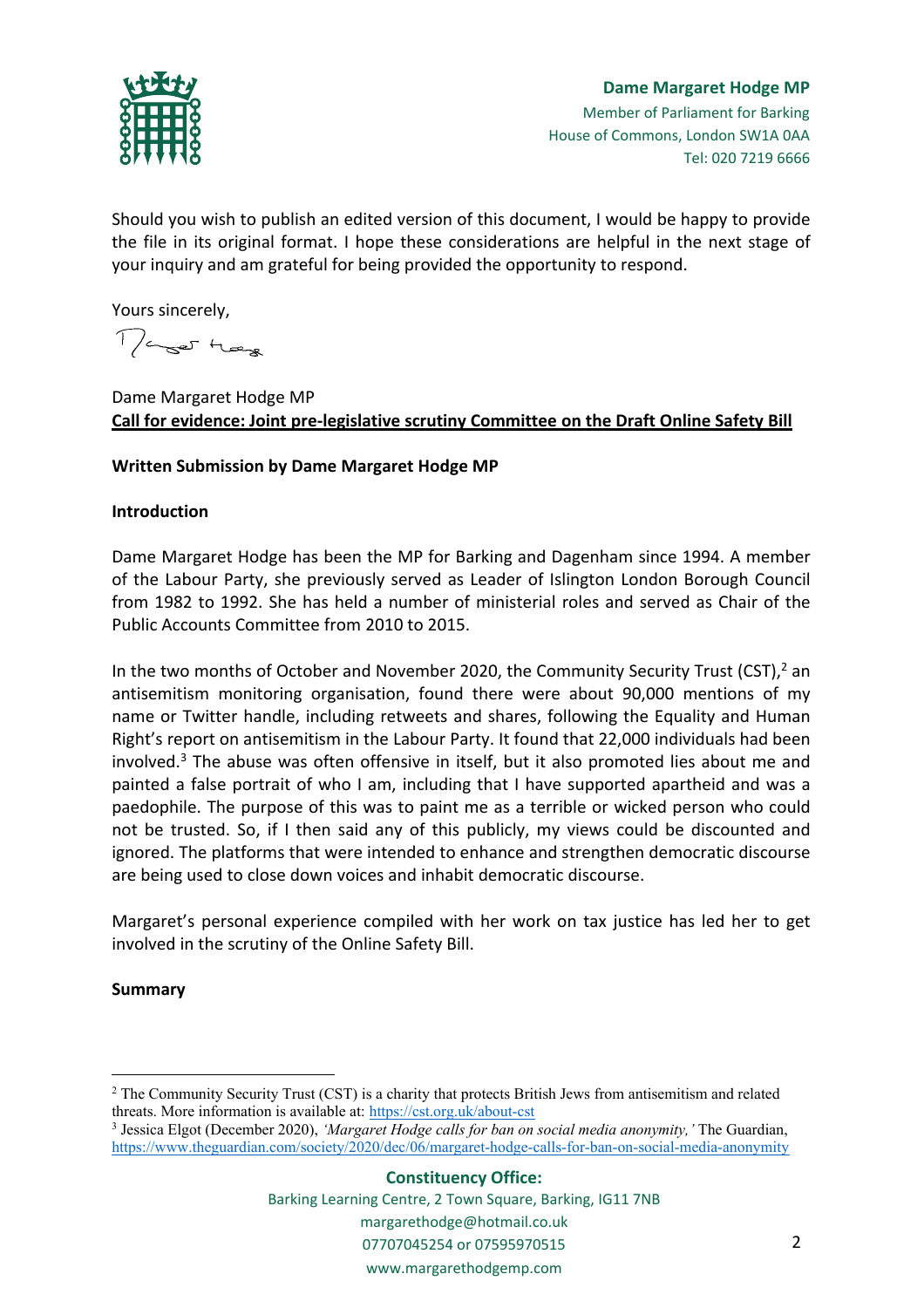Should you wish to publish an edited version of this document, I would be happy to provide the file in its original format. I hope these considerations are helpful in the next stage of your inquiry and am grateful for being provided the opportunity to respond.

Yours sincerely,

Dame Margaret Hodge MP

**Call for evidence: Joint pre-legislative scrutiny Committee on the Draft Online Safety Bill**

**Written Submission by Dame Margaret Hodge MP**

**Introduction**

Dame Margaret Hodge has been the MP for Barking and Dagenham since 1994. A member of the Labour Party, she previously served as Leader of Islington London Borough Council from 1982 to 1992. She has held a number of ministerial roles and served as Chair of the Public Accounts Committee from 2010 to 2015.

In the two months of October and November 2020, the Community Security Trust (CST),[2] an antisemitism monitoring organisation, found there were about 90,000 mentions of my name or Twitter handle, including retweets and shares, following the Equality and Human Right's report on antisemitism in the Labour Party. It found that 22,000 individuals had been involved.[3] The abuse was often offensive in itself, but it also promoted lies about me and painted a false portrait of who I am, including that I have supported apartheid and was a paedophile. The purpose of this was to paint me as a terrible or wicked person who could not be trusted. So, if I then said any of this publicly, my views could be discounted and ignored. The platforms that were intended to enhance and strengthen democratic discourse are being used to close down voices and inhabit democratic discourse.

Margaret's personal experience compiled with her work on tax justice has led her to get involved in the scrutiny of the Online Safety Bill.

**Summary**

[2] The Community Security Trust (CST) is a charity that protects British Jews from antisemitism and related threats. More information is available at: https://cst.org.uk/about-cst

[3] Jessica Elgot (December 2020), *'Margaret Hodge calls for ban on social media anonymity,'* The Guardian, https://www.theguardian.com/society/2020/dec/06/margaret-hodge-calls-for-ban-on-social-media-anonymity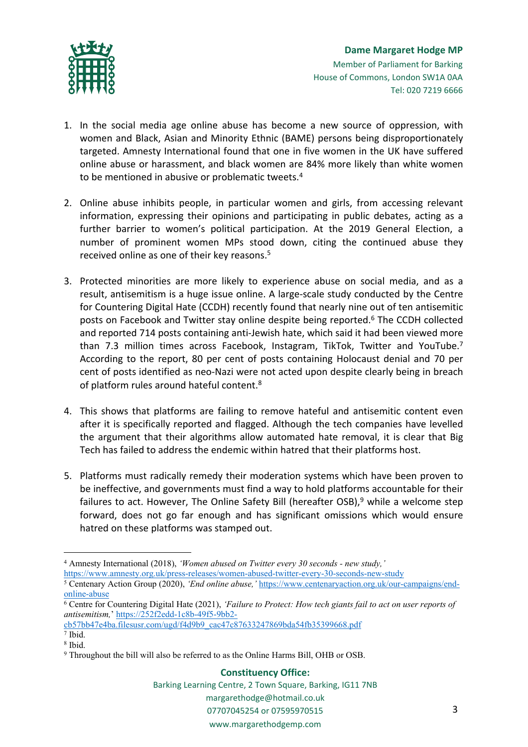1. In the social media age online abuse has become a new source of oppression, with women and Black, Asian and Minority Ethnic (BAME) persons being disproportionately targeted. Amnesty International found that one in five women in the UK have suffered online abuse or harassment, and black women are 84% more likely than white women to be mentioned in abusive or problematic tweets.[4]

2. Online abuse inhibits people, in particular women and girls, from accessing relevant information, expressing their opinions and participating in public debates, acting as a further barrier to women's political participation. At the 2019 General Election, a number of prominent women MPs stood down, citing the continued abuse they received online as one of their key reasons.[5]

3. Protected minorities are more likely to experience abuse on social media, and as a result, antisemitism is a huge issue online. A large-scale study conducted by the Centre for Countering Digital Hate (CCDH) recently found that nearly nine out of ten antisemitic posts on Facebook and Twitter stay online despite being reported.[6] The CCDH collected and reported 714 posts containing anti-Jewish hate, which said it had been viewed more than 7.3 million times across Facebook, Instagram, TikTok, Twitter and YouTube.[7] According to the report, 80 per cent of posts containing Holocaust denial and 70 per cent of posts identified as neo-Nazi were not acted upon despite clearly being in breach of platform rules around hateful content.[8]

4. This shows that platforms are failing to remove hateful and antisemitic content even after it is specifically reported and flagged. Although the tech companies have levelled the argument that their algorithms allow automated hate removal, it is clear that Big Tech has failed to address the endemic within hatred that their platforms host.

5. Platforms must radically remedy their moderation systems which have been proven to be ineffective, and governments must find a way to hold platforms accountable for their failures to act. However, The Online Safety Bill (hereafter OSB),[9] while a welcome step forward, does not go far enough and has significant omissions which would ensure hatred on these platforms was stamped out.

---

[4] Amnesty International (2018), *'Women abused on Twitter every 30 seconds - new study,'* https://www.amnesty.org.uk/press-releases/women-abused-twitter-every-30-seconds-new-study

[5] Centenary Action Group (2020), *'End online abuse,'* https://www.centenaryaction.org.uk/our-campaigns/end-online-abuse

[6] Centre for Countering Digital Hate (2021), *'Failure to Protect: How tech giants fail to act on user reports of antisemitism,'* https://252f2edd-1c8b-49f5-9bb2-cb57bb47e4ba.filesusr.com/ugd/f4d9b9_cac47c87633247869bda54fb35399668.pdf

[7] Ibid.

[8] Ibid.

[9] Throughout the bill will also be referred to as the Online Harms Bill, OHB or OSB.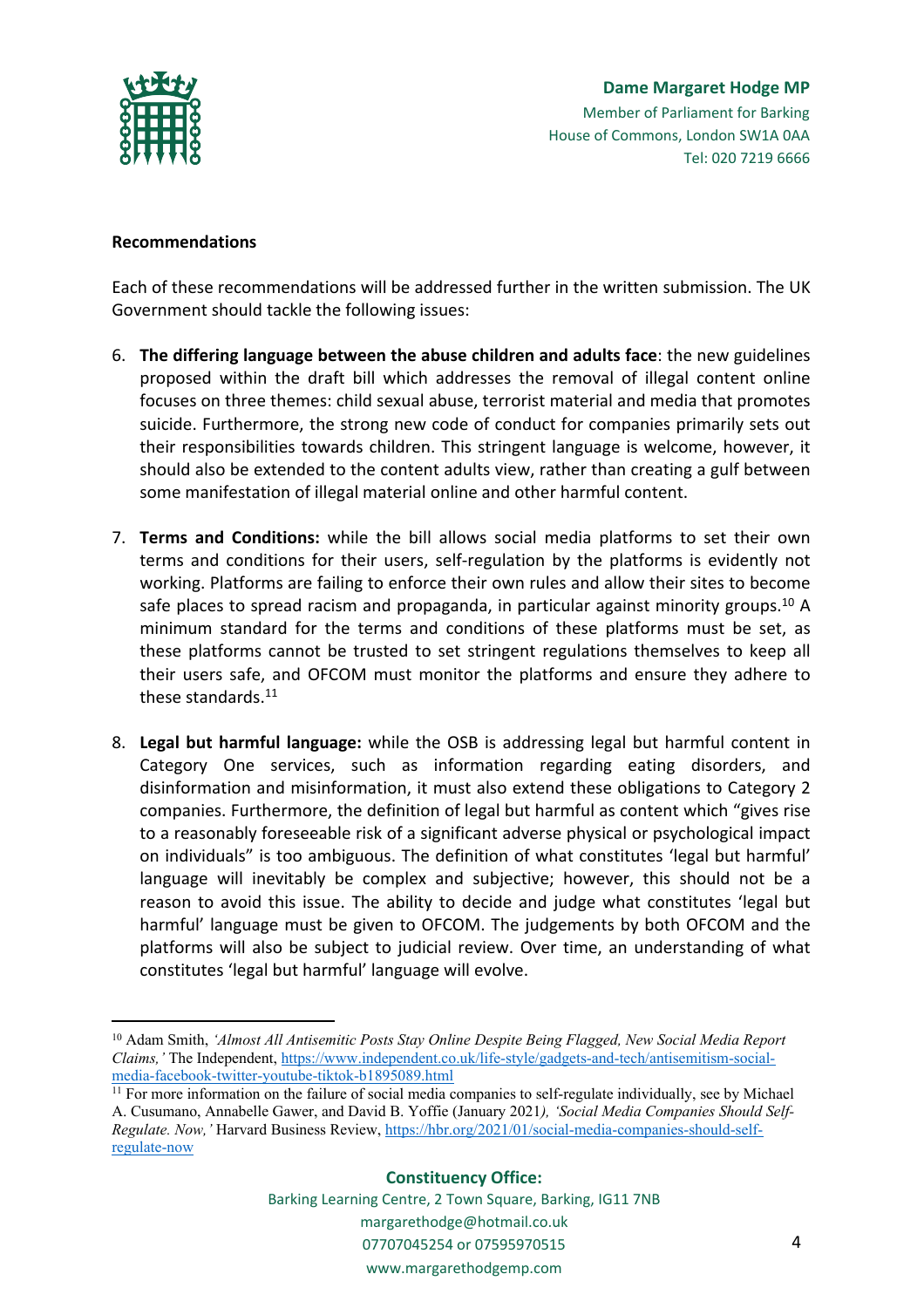**Recommendations**

Each of these recommendations will be addressed further in the written submission. The UK Government should tackle the following issues:

6. **The differing language between the abuse children and adults face**: the new guidelines proposed within the draft bill which addresses the removal of illegal content online focuses on three themes: child sexual abuse, terrorist material and media that promotes suicide. Furthermore, the strong new code of conduct for companies primarily sets out their responsibilities towards children. This stringent language is welcome, however, it should also be extended to the content adults view, rather than creating a gulf between some manifestation of illegal material online and other harmful content.

7. **Terms and Conditions:** while the bill allows social media platforms to set their own terms and conditions for their users, self-regulation by the platforms is evidently not working. Platforms are failing to enforce their own rules and allow their sites to become safe places to spread racism and propaganda, in particular against minority groups.[10] A minimum standard for the terms and conditions of these platforms must be set, as these platforms cannot be trusted to set stringent regulations themselves to keep all their users safe, and OFCOM must monitor the platforms and ensure they adhere to these standards.[11]

8. **Legal but harmful language:** while the OSB is addressing legal but harmful content in Category One services, such as information regarding eating disorders, and disinformation and misinformation, it must also extend these obligations to Category 2 companies. Furthermore, the definition of legal but harmful as content which "gives rise to a reasonably foreseeable risk of a significant adverse physical or psychological impact on individuals" is too ambiguous. The definition of what constitutes 'legal but harmful' language will inevitably be complex and subjective; however, this should not be a reason to avoid this issue. The ability to decide and judge what constitutes 'legal but harmful' language must be given to OFCOM. The judgements by both OFCOM and the platforms will also be subject to judicial review. Over time, an understanding of what constitutes 'legal but harmful' language will evolve.

---

[10] Adam Smith, *'Almost All Antisemitic Posts Stay Online Despite Being Flagged, New Social Media Report Claims,'* The Independent, https://www.independent.co.uk/life-style/gadgets-and-tech/antisemitism-social-media-facebook-twitter-youtube-tiktok-b1895089.html

[11] For more information on the failure of social media companies to self-regulate individually, see by Michael A. Cusumano, Annabelle Gawer, and David B. Yoffie (January 2021*), 'Social Media Companies Should Self-Regulate. Now,'* Harvard Business Review, https://hbr.org/2021/01/social-media-companies-should-self-regulate-now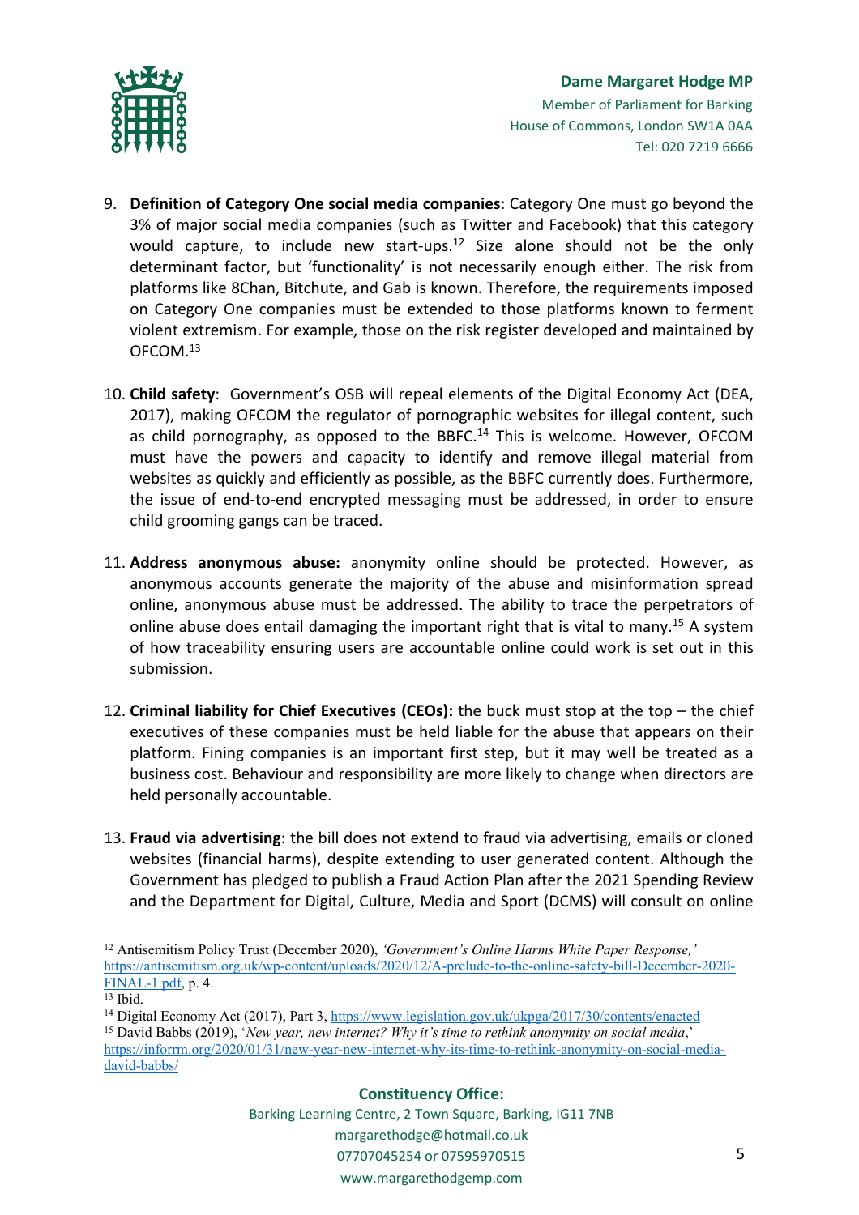9. **Definition of Category One social media companies**: Category One must go beyond the 3% of major social media companies (such as Twitter and Facebook) that this category would capture, to include new start-ups.[12] Size alone should not be the only determinant factor, but 'functionality' is not necessarily enough either. The risk from platforms like 8Chan, Bitchute, and Gab is known. Therefore, the requirements imposed on Category One companies must be extended to those platforms known to ferment violent extremism. For example, those on the risk register developed and maintained by OFCOM.[13]

10. **Child safety**: Government's OSB will repeal elements of the Digital Economy Act (DEA, 2017), making OFCOM the regulator of pornographic websites for illegal content, such as child pornography, as opposed to the BBFC.[14] This is welcome. However, OFCOM must have the powers and capacity to identify and remove illegal material from websites as quickly and efficiently as possible, as the BBFC currently does. Furthermore, the issue of end-to-end encrypted messaging must be addressed, in order to ensure child grooming gangs can be traced.

11. **Address anonymous abuse:** anonymity online should be protected. However, as anonymous accounts generate the majority of the abuse and misinformation spread online, anonymous abuse must be addressed. The ability to trace the perpetrators of online abuse does entail damaging the important right that is vital to many.[15] A system of how traceability ensuring users are accountable online could work is set out in this submission.

12. **Criminal liability for Chief Executives (CEOs):** the buck must stop at the top – the chief executives of these companies must be held liable for the abuse that appears on their platform. Fining companies is an important first step, but it may well be treated as a business cost. Behaviour and responsibility are more likely to change when directors are held personally accountable.

13. **Fraud via advertising**: the bill does not extend to fraud via advertising, emails or cloned websites (financial harms), despite extending to user generated content. Although the Government has pledged to publish a Fraud Action Plan after the 2021 Spending Review and the Department for Digital, Culture, Media and Sport (DCMS) will consult on online

---

[12] Antisemitism Policy Trust (December 2020), *'Government's Online Harms White Paper Response,'* https://antisemitism.org.uk/wp-content/uploads/2020/12/A-prelude-to-the-online-safety-bill-December-2020-FINAL-1.pdf, p. 4.

[13] Ibid.

[14] Digital Economy Act (2017), Part 3, https://www.legislation.gov.uk/ukpga/2017/30/contents/enacted

[15] David Babbs (2019), '*New year, new internet? Why it's time to rethink anonymity on social media*,' https://inforrm.org/2020/01/31/new-year-new-internet-why-its-time-to-rethink-anonymity-on-social-media-david-babbs/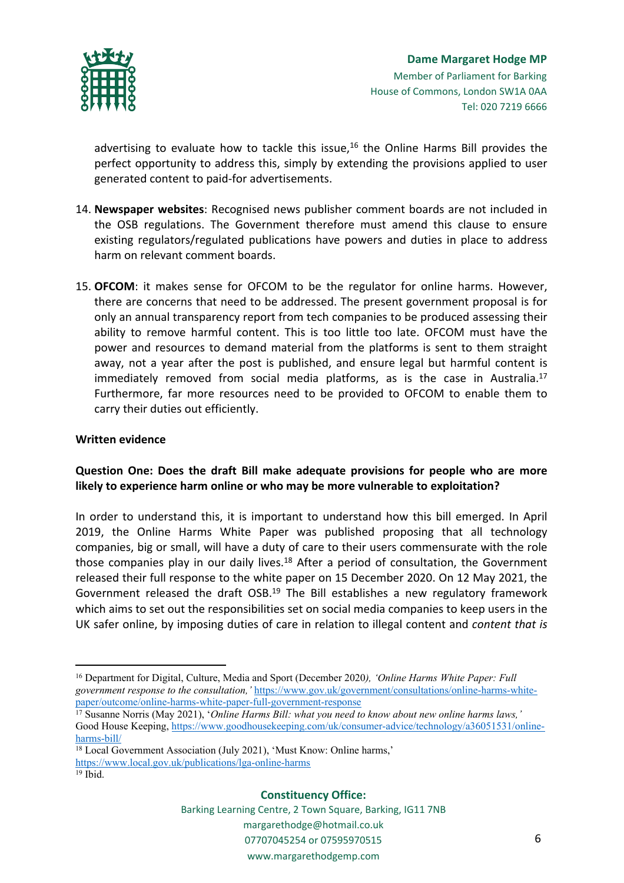advertising to evaluate how to tackle this issue,[16] the Online Harms Bill provides the perfect opportunity to address this, simply by extending the provisions applied to user generated content to paid-for advertisements.

14. **Newspaper websites**: Recognised news publisher comment boards are not included in the OSB regulations. The Government therefore must amend this clause to ensure existing regulators/regulated publications have powers and duties in place to address harm on relevant comment boards.

15. **OFCOM**: it makes sense for OFCOM to be the regulator for online harms. However, there are concerns that need to be addressed. The present government proposal is for only an annual transparency report from tech companies to be produced assessing their ability to remove harmful content. This is too little too late. OFCOM must have the power and resources to demand material from the platforms is sent to them straight away, not a year after the post is published, and ensure legal but harmful content is immediately removed from social media platforms, as is the case in Australia.[17] Furthermore, far more resources need to be provided to OFCOM to enable them to carry their duties out efficiently.

**Written evidence**

**Question One: Does the draft Bill make adequate provisions for people who are more likely to experience harm online or who may be more vulnerable to exploitation?**

In order to understand this, it is important to understand how this bill emerged. In April 2019, the Online Harms White Paper was published proposing that all technology companies, big or small, will have a duty of care to their users commensurate with the role those companies play in our daily lives.[18] After a period of consultation, the Government released their full response to the white paper on 15 December 2020. On 12 May 2021, the Government released the draft OSB.[19] The Bill establishes a new regulatory framework which aims to set out the responsibilities set on social media companies to keep users in the UK safer online, by imposing duties of care in relation to illegal content and *content that is*

---

[16] Department for Digital, Culture, Media and Sport (December 2020*), 'Online Harms White Paper: Full government response to the consultation,'* https://www.gov.uk/government/consultations/online-harms-white-paper/outcome/online-harms-white-paper-full-government-response

[17] Susanne Norris (May 2021), '*Online Harms Bill: what you need to know about new online harms laws,'* Good House Keeping, https://www.goodhousekeeping.com/uk/consumer-advice/technology/a36051531/online-harms-bill/

[18] Local Government Association (July 2021), 'Must Know: Online harms,' https://www.local.gov.uk/publications/lga-online-harms

[19] Ibid.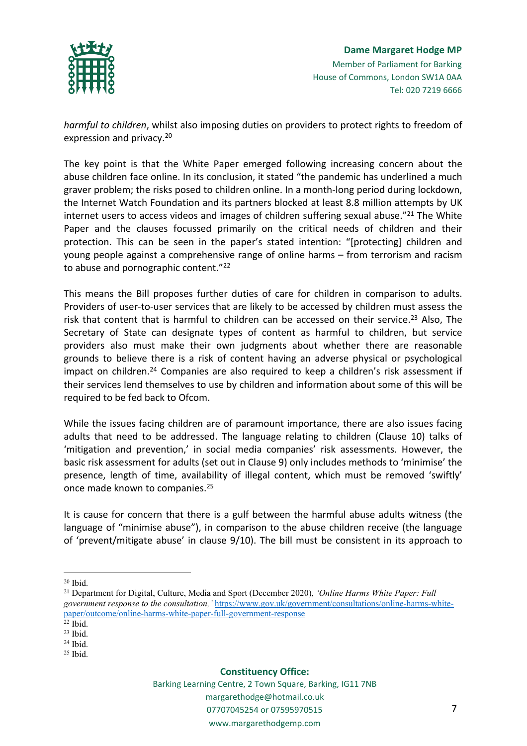*harmful to children*, whilst also imposing duties on providers to protect rights to freedom of expression and privacy.[20]

The key point is that the White Paper emerged following increasing concern about the abuse children face online. In its conclusion, it stated "the pandemic has underlined a much graver problem; the risks posed to children online. In a month-long period during lockdown, the Internet Watch Foundation and its partners blocked at least 8.8 million attempts by UK internet users to access videos and images of children suffering sexual abuse."[21] The White Paper and the clauses focussed primarily on the critical needs of children and their protection. This can be seen in the paper's stated intention: "[protecting] children and young people against a comprehensive range of online harms – from terrorism and racism to abuse and pornographic content."[22]

This means the Bill proposes further duties of care for children in comparison to adults. Providers of user-to-user services that are likely to be accessed by children must assess the risk that content that is harmful to children can be accessed on their service.[23] Also, The Secretary of State can designate types of content as harmful to children, but service providers also must make their own judgments about whether there are reasonable grounds to believe there is a risk of content having an adverse physical or psychological impact on children.[24] Companies are also required to keep a children's risk assessment if their services lend themselves to use by children and information about some of this will be required to be fed back to Ofcom.

While the issues facing children are of paramount importance, there are also issues facing adults that need to be addressed. The language relating to children (Clause 10) talks of 'mitigation and prevention,' in social media companies' risk assessments. However, the basic risk assessment for adults (set out in Clause 9) only includes methods to 'minimise' the presence, length of time, availability of illegal content, which must be removed 'swiftly' once made known to companies.[25]

It is cause for concern that there is a gulf between the harmful abuse adults witness (the language of "minimise abuse"), in comparison to the abuse children receive (the language of 'prevent/mitigate abuse' in clause 9/10). The bill must be consistent in its approach to

---

[20] Ibid.

[21] Department for Digital, Culture, Media and Sport (December 2020), *'Online Harms White Paper: Full government response to the consultation,'* https://www.gov.uk/government/consultations/online-harms-white-paper/outcome/online-harms-white-paper-full-government-response

[22] Ibid.

[23] Ibid.

[24] Ibid.

[25] Ibid.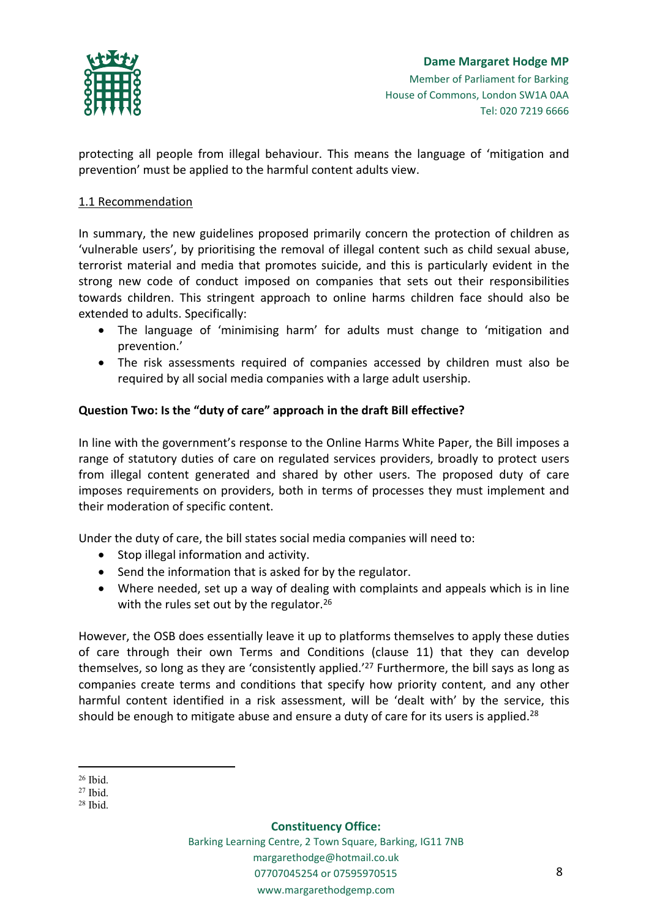protecting all people from illegal behaviour. This means the language of 'mitigation and prevention' must be applied to the harmful content adults view.

1.1 Recommendation

In summary, the new guidelines proposed primarily concern the protection of children as 'vulnerable users', by prioritising the removal of illegal content such as child sexual abuse, terrorist material and media that promotes suicide, and this is particularly evident in the strong new code of conduct imposed on companies that sets out their responsibilities towards children. This stringent approach to online harms children face should also be extended to adults. Specifically:

- The language of 'minimising harm' for adults must change to 'mitigation and prevention.'
- The risk assessments required of companies accessed by children must also be required by all social media companies with a large adult usership.

**Question Two: Is the "duty of care" approach in the draft Bill effective?**

In line with the government's response to the Online Harms White Paper, the Bill imposes a range of statutory duties of care on regulated services providers, broadly to protect users from illegal content generated and shared by other users. The proposed duty of care imposes requirements on providers, both in terms of processes they must implement and their moderation of specific content.

Under the duty of care, the bill states social media companies will need to:

- Stop illegal information and activity.
- Send the information that is asked for by the regulator.
- Where needed, set up a way of dealing with complaints and appeals which is in line with the rules set out by the regulator.[26]

However, the OSB does essentially leave it up to platforms themselves to apply these duties of care through their own Terms and Conditions (clause 11) that they can develop themselves, so long as they are 'consistently applied.'[27] Furthermore, the bill says as long as companies create terms and conditions that specify how priority content, and any other harmful content identified in a risk assessment, will be 'dealt with' by the service, this should be enough to mitigate abuse and ensure a duty of care for its users is applied.[28]

---

[26] Ibid.
[27] Ibid.
[28] Ibid.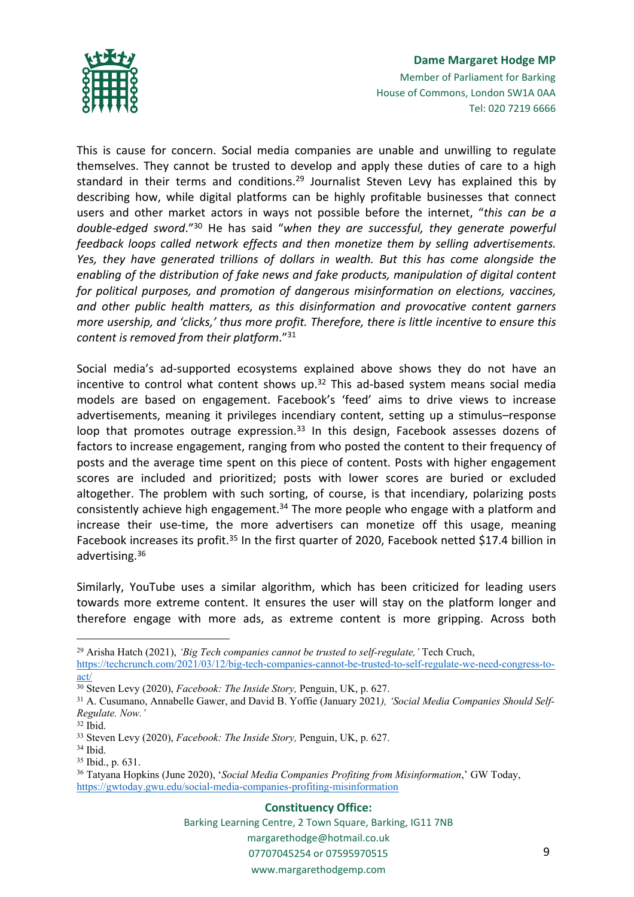This is cause for concern. Social media companies are unable and unwilling to regulate themselves. They cannot be trusted to develop and apply these duties of care to a high standard in their terms and conditions.[29] Journalist Steven Levy has explained this by describing how, while digital platforms can be highly profitable businesses that connect users and other market actors in ways not possible before the internet, "*this can be a double-edged sword*."[30] He has said "*when they are successful, they generate powerful feedback loops called network effects and then monetize them by selling advertisements. Yes, they have generated trillions of dollars in wealth. But this has come alongside the enabling of the distribution of fake news and fake products, manipulation of digital content for political purposes, and promotion of dangerous misinformation on elections, vaccines, and other public health matters, as this disinformation and provocative content garners more usership, and 'clicks,' thus more profit. Therefore, there is little incentive to ensure this content is removed from their platform*."[31]

Social media's ad-supported ecosystems explained above shows they do not have an incentive to control what content shows up.[32] This ad-based system means social media models are based on engagement. Facebook's 'feed' aims to drive views to increase advertisements, meaning it privileges incendiary content, setting up a stimulus–response loop that promotes outrage expression.[33] In this design, Facebook assesses dozens of factors to increase engagement, ranging from who posted the content to their frequency of posts and the average time spent on this piece of content. Posts with higher engagement scores are included and prioritized; posts with lower scores are buried or excluded altogether. The problem with such sorting, of course, is that incendiary, polarizing posts consistently achieve high engagement.[34] The more people who engage with a platform and increase their use-time, the more advertisers can monetize off this usage, meaning Facebook increases its profit.[35] In the first quarter of 2020, Facebook netted $17.4 billion in advertising.[36]

Similarly, YouTube uses a similar algorithm, which has been criticized for leading users towards more extreme content. It ensures the user will stay on the platform longer and therefore engage with more ads, as extreme content is more gripping. Across both

---

[29] Arisha Hatch (2021), *'Big Tech companies cannot be trusted to self-regulate,'* Tech Cruch, https://techcrunch.com/2021/03/12/big-tech-companies-cannot-be-trusted-to-self-regulate-we-need-congress-to-act/

[30] Steven Levy (2020), *Facebook: The Inside Story,* Penguin, UK, p. 627.

[31] A. Cusumano, Annabelle Gawer, and David B. Yoffie (January 2021*), 'Social Media Companies Should Self-Regulate. Now.'*

[32] Ibid.

[33] Steven Levy (2020), *Facebook: The Inside Story,* Penguin, UK, p. 627.

[34] Ibid.

[35] Ibid., p. 631.

[36] Tatyana Hopkins (June 2020), '*Social Media Companies Profiting from Misinformation*,' GW Today, https://gwtoday.gwu.edu/social-media-companies-profiting-misinformation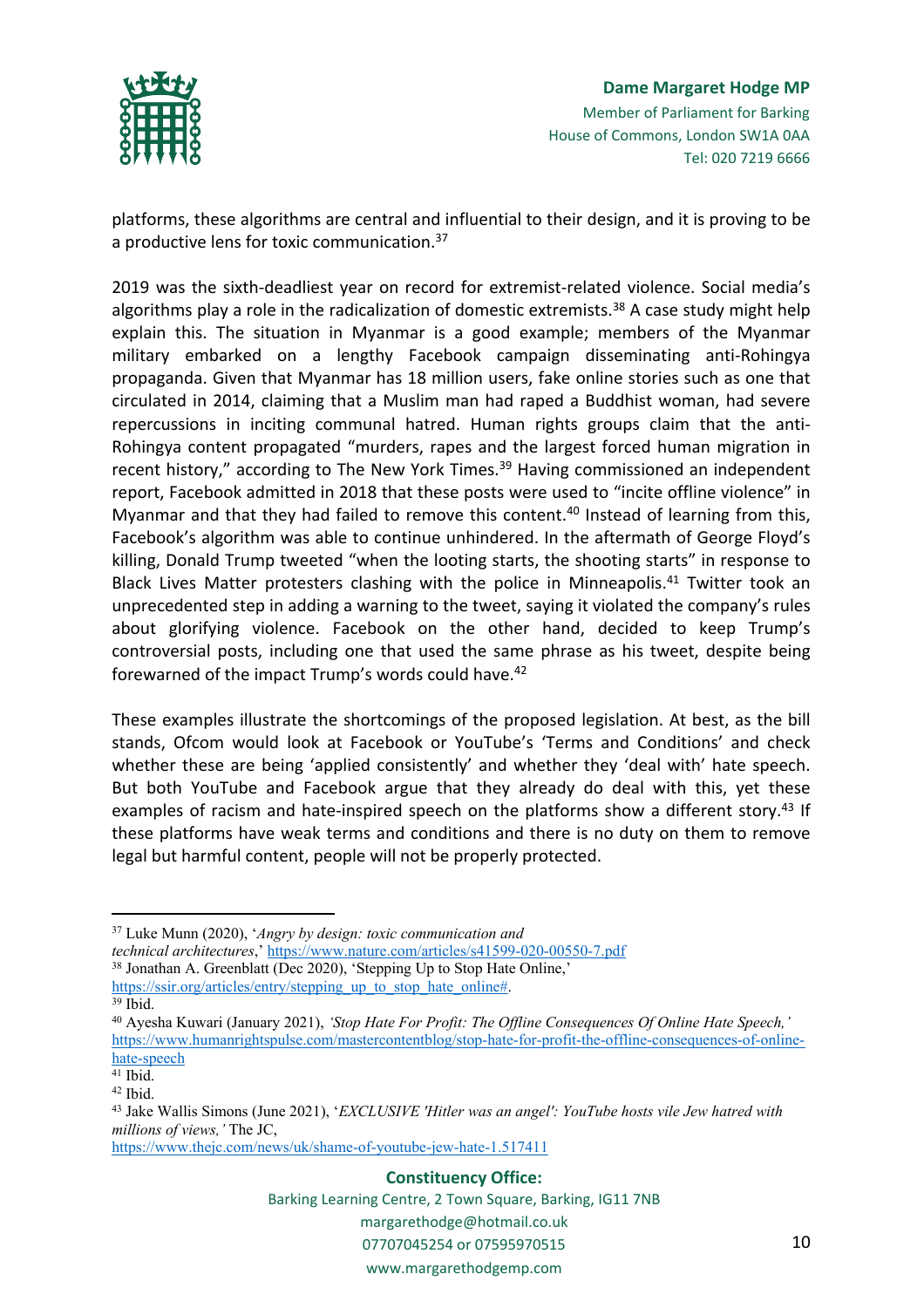platforms, these algorithms are central and influential to their design, and it is proving to be a productive lens for toxic communication.[37]

2019 was the sixth-deadliest year on record for extremist-related violence. Social media's algorithms play a role in the radicalization of domestic extremists.[38] A case study might help explain this. The situation in Myanmar is a good example; members of the Myanmar military embarked on a lengthy Facebook campaign disseminating anti-Rohingya propaganda. Given that Myanmar has 18 million users, fake online stories such as one that circulated in 2014, claiming that a Muslim man had raped a Buddhist woman, had severe repercussions in inciting communal hatred. Human rights groups claim that the anti-Rohingya content propagated "murders, rapes and the largest forced human migration in recent history," according to The New York Times.[39] Having commissioned an independent report, Facebook admitted in 2018 that these posts were used to "incite offline violence" in Myanmar and that they had failed to remove this content.[40] Instead of learning from this, Facebook's algorithm was able to continue unhindered. In the aftermath of George Floyd's killing, Donald Trump tweeted "when the looting starts, the shooting starts" in response to Black Lives Matter protesters clashing with the police in Minneapolis.[41] Twitter took an unprecedented step in adding a warning to the tweet, saying it violated the company's rules about glorifying violence. Facebook on the other hand, decided to keep Trump's controversial posts, including one that used the same phrase as his tweet, despite being forewarned of the impact Trump's words could have.[42]

These examples illustrate the shortcomings of the proposed legislation. At best, as the bill stands, Ofcom would look at Facebook or YouTube's 'Terms and Conditions' and check whether these are being 'applied consistently' and whether they 'deal with' hate speech. But both YouTube and Facebook argue that they already do deal with this, yet these examples of racism and hate-inspired speech on the platforms show a different story.[43] If these platforms have weak terms and conditions and there is no duty on them to remove legal but harmful content, people will not be properly protected.

---

[37] Luke Munn (2020), '*Angry by design: toxic communication and technical architectures*,' https://www.nature.com/articles/s41599-020-00550-7.pdf

[38] Jonathan A. Greenblatt (Dec 2020), 'Stepping Up to Stop Hate Online,' https://ssir.org/articles/entry/stepping_up_to_stop_hate_online#.

[39] Ibid.

[40] Ayesha Kuwari (January 2021), *'Stop Hate For Profit: The Offline Consequences Of Online Hate Speech,'* https://www.humanrightspulse.com/mastercontentblog/stop-hate-for-profit-the-offline-consequences-of-online-hate-speech

[41] Ibid.

[42] Ibid.

[43] Jake Wallis Simons (June 2021), '*EXCLUSIVE 'Hitler was an angel': YouTube hosts vile Jew hatred with millions of views,'* The JC, https://www.thejc.com/news/uk/shame-of-youtube-jew-hate-1.517411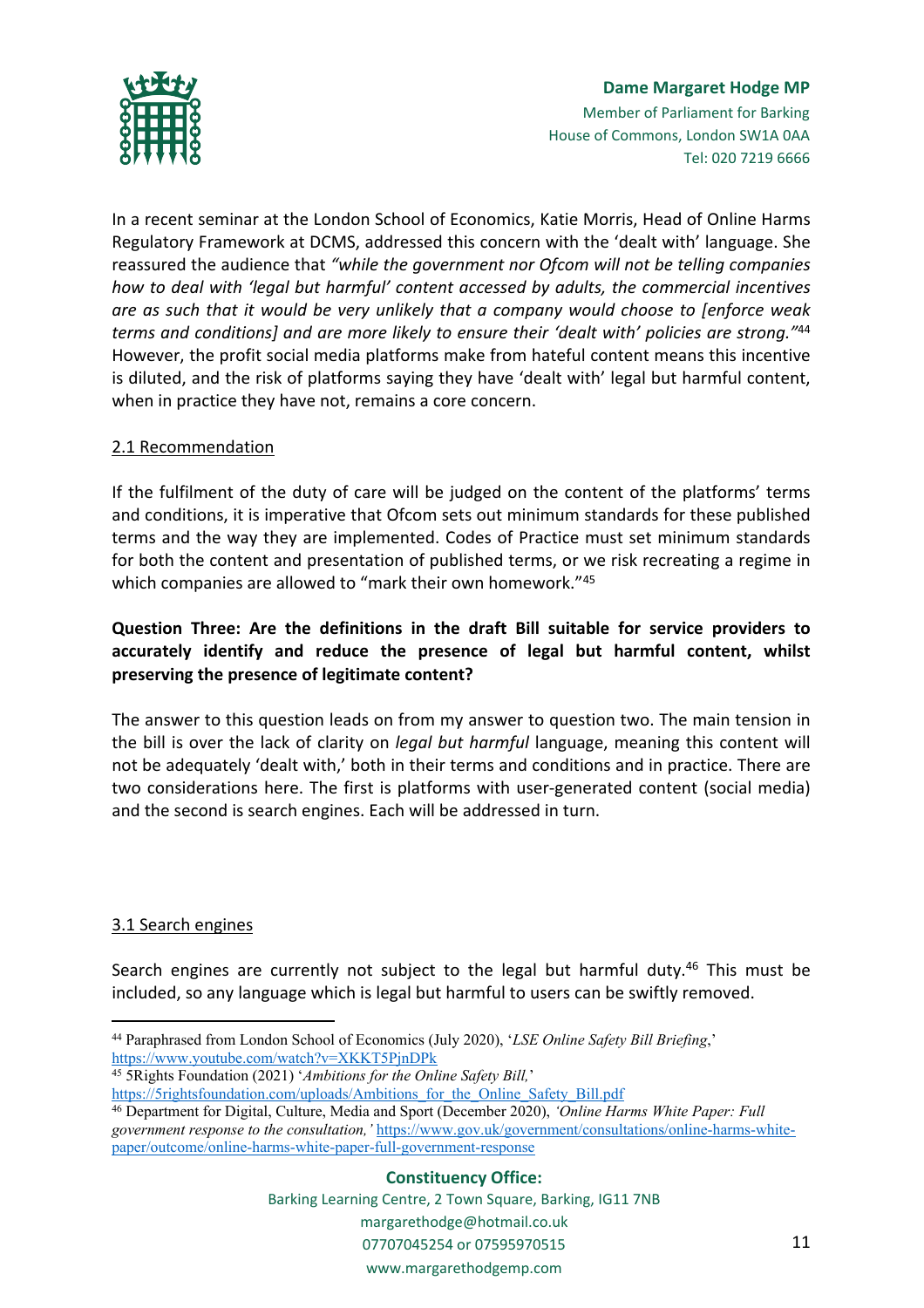In a recent seminar at the London School of Economics, Katie Morris, Head of Online Harms Regulatory Framework at DCMS, addressed this concern with the 'dealt with' language. She reassured the audience that *"while the government nor Ofcom will not be telling companies how to deal with 'legal but harmful' content accessed by adults, the commercial incentives are as such that it would be very unlikely that a company would choose to [enforce weak terms and conditions] and are more likely to ensure their 'dealt with' policies are strong."*[44] However, the profit social media platforms make from hateful content means this incentive is diluted, and the risk of platforms saying they have 'dealt with' legal but harmful content, when in practice they have not, remains a core concern.

2.1 Recommendation

If the fulfilment of the duty of care will be judged on the content of the platforms' terms and conditions, it is imperative that Ofcom sets out minimum standards for these published terms and the way they are implemented. Codes of Practice must set minimum standards for both the content and presentation of published terms, or we risk recreating a regime in which companies are allowed to "mark their own homework."[45]

**Question Three: Are the definitions in the draft Bill suitable for service providers to accurately identify and reduce the presence of legal but harmful content, whilst preserving the presence of legitimate content?**

The answer to this question leads on from my answer to question two. The main tension in the bill is over the lack of clarity on *legal but harmful* language, meaning this content will not be adequately 'dealt with,' both in their terms and conditions and in practice. There are two considerations here. The first is platforms with user-generated content (social media) and the second is search engines. Each will be addressed in turn.

3.1 Search engines

Search engines are currently not subject to the legal but harmful duty.[46] This must be included, so any language which is legal but harmful to users can be swiftly removed.

---

[44] Paraphrased from London School of Economics (July 2020), '*LSE Online Safety Bill Briefing*,' https://www.youtube.com/watch?v=XKKT5PjnDPk

[45] 5Rights Foundation (2021) '*Ambitions for the Online Safety Bill,*' https://5rightsfoundation.com/uploads/Ambitions_for_the_Online_Safety_Bill.pdf

[46] Department for Digital, Culture, Media and Sport (December 2020), *'Online Harms White Paper: Full government response to the consultation,'* https://www.gov.uk/government/consultations/online-harms-white-paper/outcome/online-harms-white-paper-full-government-response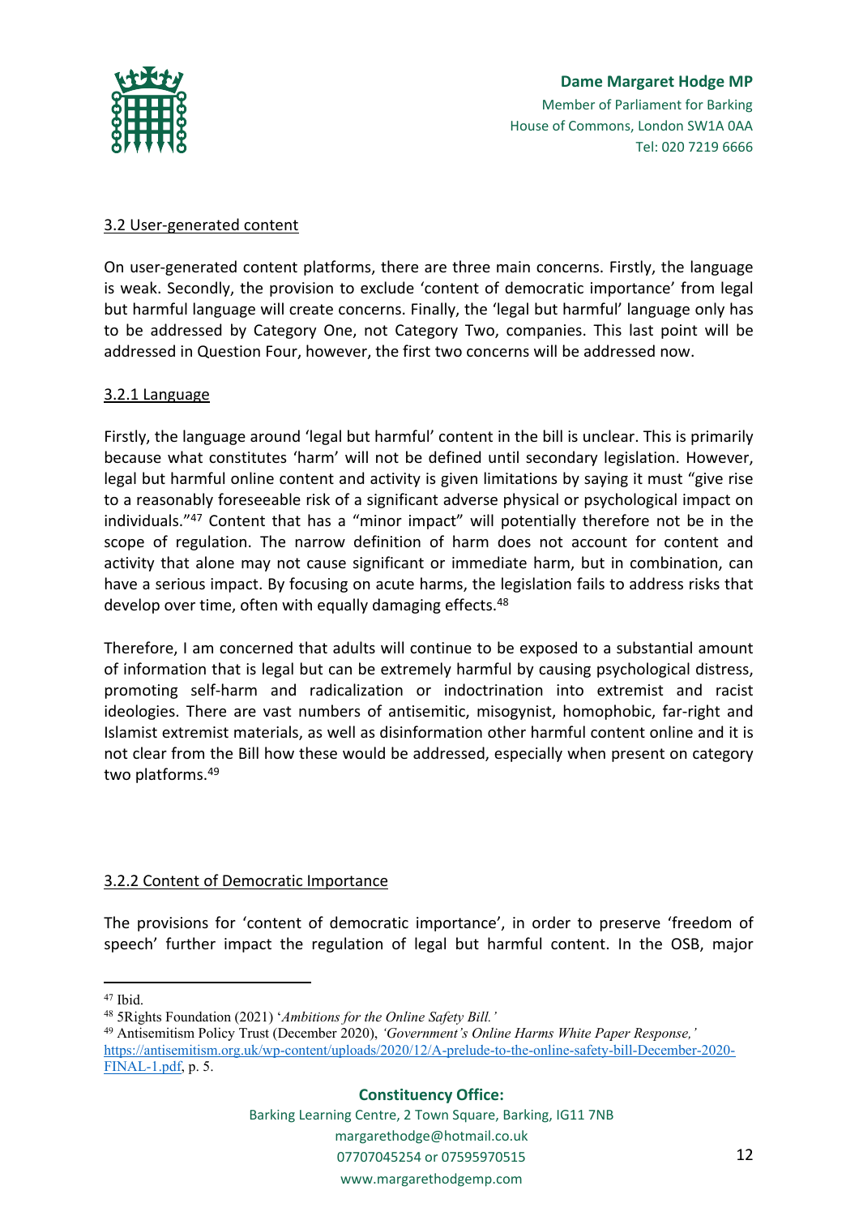### 3.2 User-generated content

On user-generated content platforms, there are three main concerns. Firstly, the language is weak. Secondly, the provision to exclude 'content of democratic importance' from legal but harmful language will create concerns. Finally, the 'legal but harmful' language only has to be addressed by Category One, not Category Two, companies. This last point will be addressed in Question Four, however, the first two concerns will be addressed now.

#### 3.2.1 Language

Firstly, the language around 'legal but harmful' content in the bill is unclear. This is primarily because what constitutes 'harm' will not be defined until secondary legislation. However, legal but harmful online content and activity is given limitations by saying it must "give rise to a reasonably foreseeable risk of a significant adverse physical or psychological impact on individuals."[47] Content that has a "minor impact" will potentially therefore not be in the scope of regulation. The narrow definition of harm does not account for content and activity that alone may not cause significant or immediate harm, but in combination, can have a serious impact. By focusing on acute harms, the legislation fails to address risks that develop over time, often with equally damaging effects.[48]

Therefore, I am concerned that adults will continue to be exposed to a substantial amount of information that is legal but can be extremely harmful by causing psychological distress, promoting self-harm and radicalization or indoctrination into extremist and racist ideologies. There are vast numbers of antisemitic, misogynist, homophobic, far-right and Islamist extremist materials, as well as disinformation other harmful content online and it is not clear from the Bill how these would be addressed, especially when present on category two platforms.[49]

#### 3.2.2 Content of Democratic Importance

The provisions for 'content of democratic importance', in order to preserve 'freedom of speech' further impact the regulation of legal but harmful content. In the OSB, major

---

[47] Ibid.

[48] 5Rights Foundation (2021) '*Ambitions for the Online Safety Bill.*'

[49] Antisemitism Policy Trust (December 2020), *'Government's Online Harms White Paper Response,'* https://antisemitism.org.uk/wp-content/uploads/2020/12/A-prelude-to-the-online-safety-bill-December-2020-FINAL-1.pdf, p. 5.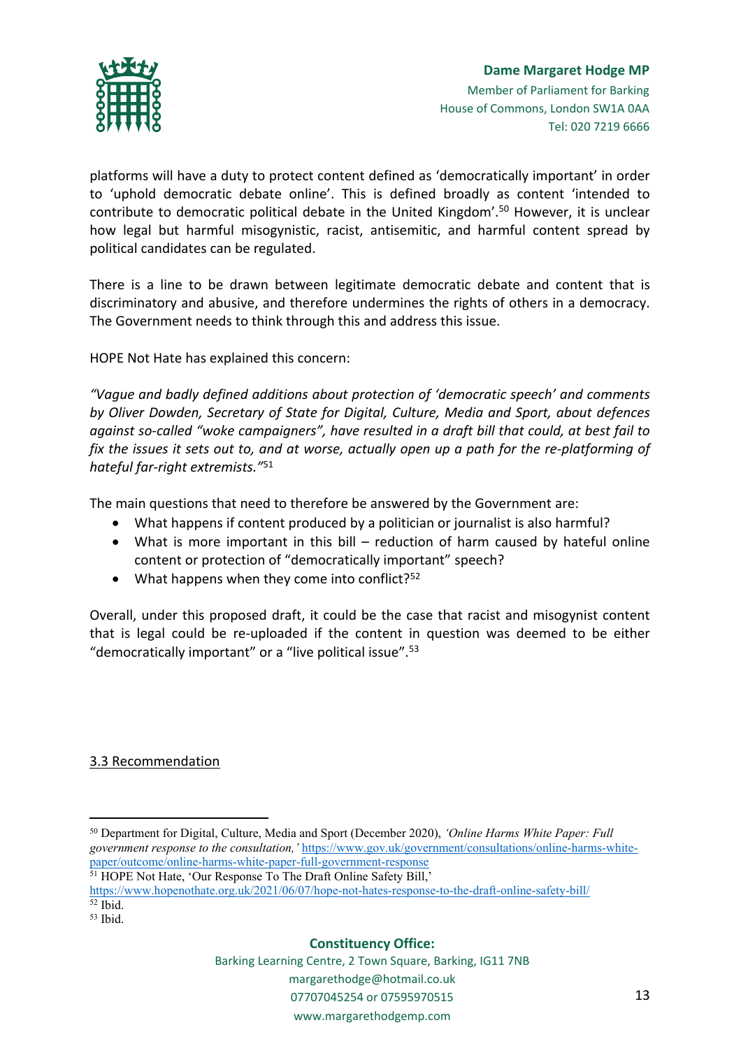platforms will have a duty to protect content defined as 'democratically important' in order to 'uphold democratic debate online'. This is defined broadly as content 'intended to contribute to democratic political debate in the United Kingdom'.[50] However, it is unclear how legal but harmful misogynistic, racist, antisemitic, and harmful content spread by political candidates can be regulated.

There is a line to be drawn between legitimate democratic debate and content that is discriminatory and abusive, and therefore undermines the rights of others in a democracy. The Government needs to think through this and address this issue.

HOPE Not Hate has explained this concern:

*"Vague and badly defined additions about protection of 'democratic speech' and comments by Oliver Dowden, Secretary of State for Digital, Culture, Media and Sport, about defences against so-called "woke campaigners", have resulted in a draft bill that could, at best fail to fix the issues it sets out to, and at worse, actually open up a path for the re-platforming of hateful far-right extremists."*[51]

The main questions that need to therefore be answered by the Government are:

- What happens if content produced by a politician or journalist is also harmful?
- What is more important in this bill – reduction of harm caused by hateful online content or protection of "democratically important" speech?
- What happens when they come into conflict?[52]

Overall, under this proposed draft, it could be the case that racist and misogynist content that is legal could be re-uploaded if the content in question was deemed to be either "democratically important" or a "live political issue".[53]

<u>3.3 Recommendation</u>

---

[50] Department for Digital, Culture, Media and Sport (December 2020), *'Online Harms White Paper: Full government response to the consultation,'* https://www.gov.uk/government/consultations/online-harms-white-paper/outcome/online-harms-white-paper-full-government-response

[51] HOPE Not Hate, 'Our Response To The Draft Online Safety Bill,' https://www.hopenothate.org.uk/2021/06/07/hope-not-hates-response-to-the-draft-online-safety-bill/

[52] Ibid.

[53] Ibid.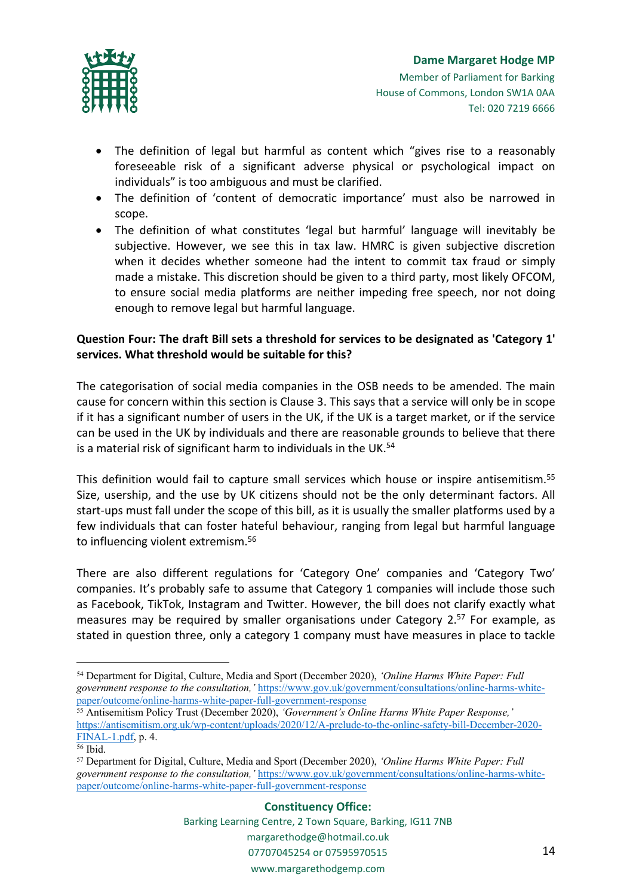- The definition of legal but harmful as content which "gives rise to a reasonably foreseeable risk of a significant adverse physical or psychological impact on individuals" is too ambiguous and must be clarified.
- The definition of 'content of democratic importance' must also be narrowed in scope.
- The definition of what constitutes 'legal but harmful' language will inevitably be subjective. However, we see this in tax law. HMRC is given subjective discretion when it decides whether someone had the intent to commit tax fraud or simply made a mistake. This discretion should be given to a third party, most likely OFCOM, to ensure social media platforms are neither impeding free speech, nor not doing enough to remove legal but harmful language.

**Question Four: The draft Bill sets a threshold for services to be designated as 'Category 1' services. What threshold would be suitable for this?**

The categorisation of social media companies in the OSB needs to be amended. The main cause for concern within this section is Clause 3. This says that a service will only be in scope if it has a significant number of users in the UK, if the UK is a target market, or if the service can be used in the UK by individuals and there are reasonable grounds to believe that there is a material risk of significant harm to individuals in the UK.[54]

This definition would fail to capture small services which house or inspire antisemitism.[55] Size, usership, and the use by UK citizens should not be the only determinant factors. All start-ups must fall under the scope of this bill, as it is usually the smaller platforms used by a few individuals that can foster hateful behaviour, ranging from legal but harmful language to influencing violent extremism.[56]

There are also different regulations for 'Category One' companies and 'Category Two' companies. It's probably safe to assume that Category 1 companies will include those such as Facebook, TikTok, Instagram and Twitter. However, the bill does not clarify exactly what measures may be required by smaller organisations under Category 2.[57] For example, as stated in question three, only a category 1 company must have measures in place to tackle

---

[54] Department for Digital, Culture, Media and Sport (December 2020), *'Online Harms White Paper: Full government response to the consultation,'* https://www.gov.uk/government/consultations/online-harms-white-paper/outcome/online-harms-white-paper-full-government-response

[55] Antisemitism Policy Trust (December 2020), *'Government's Online Harms White Paper Response,'* https://antisemitism.org.uk/wp-content/uploads/2020/12/A-prelude-to-the-online-safety-bill-December-2020-FINAL-1.pdf, p. 4.

[56] Ibid.

[57] Department for Digital, Culture, Media and Sport (December 2020), *'Online Harms White Paper: Full government response to the consultation,'* https://www.gov.uk/government/consultations/online-harms-white-paper/outcome/online-harms-white-paper-full-government-response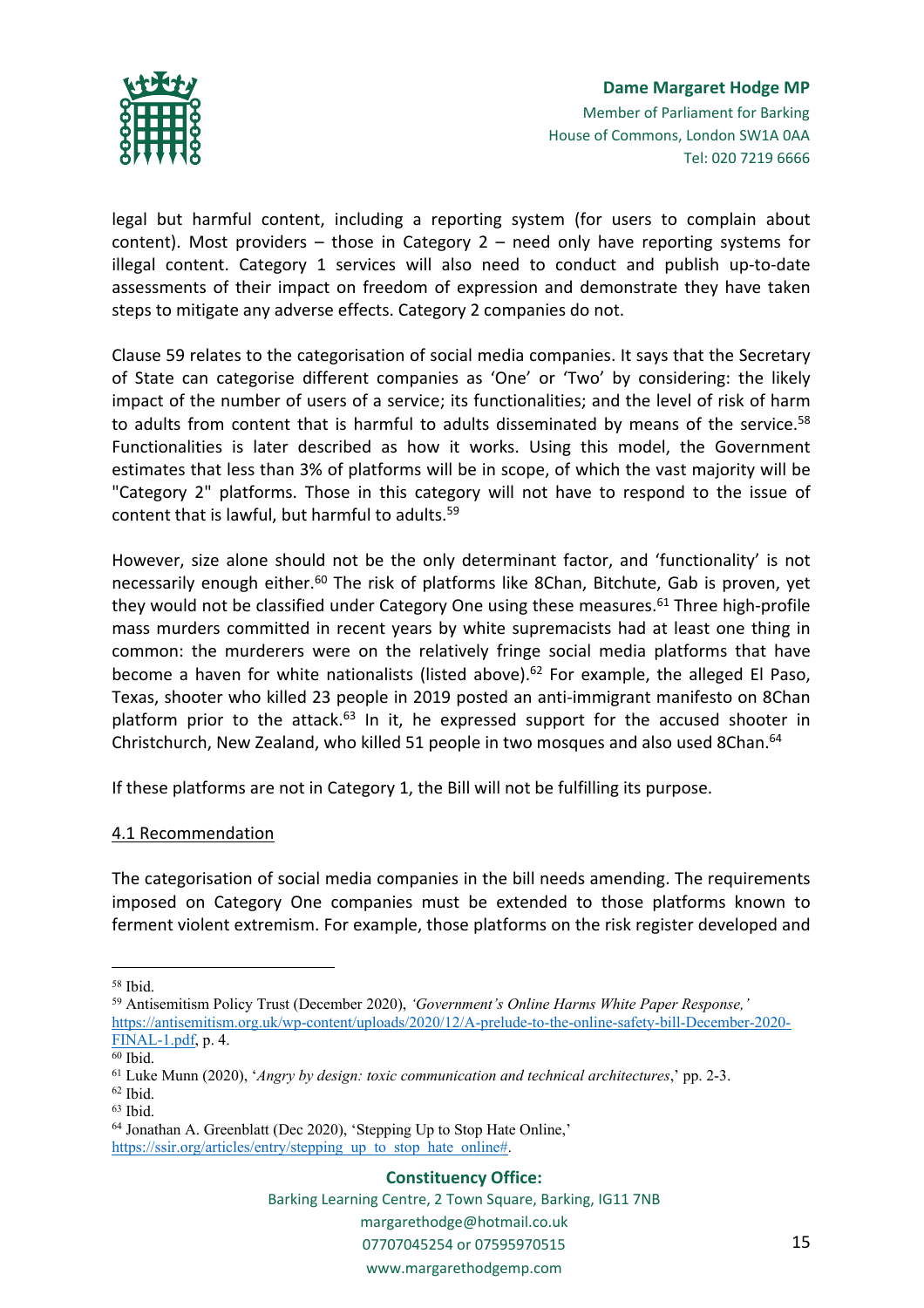legal but harmful content, including a reporting system (for users to complain about content). Most providers – those in Category 2 – need only have reporting systems for illegal content. Category 1 services will also need to conduct and publish up-to-date assessments of their impact on freedom of expression and demonstrate they have taken steps to mitigate any adverse effects. Category 2 companies do not.

Clause 59 relates to the categorisation of social media companies. It says that the Secretary of State can categorise different companies as 'One' or 'Two' by considering: the likely impact of the number of users of a service; its functionalities; and the level of risk of harm to adults from content that is harmful to adults disseminated by means of the service.[58] Functionalities is later described as how it works. Using this model, the Government estimates that less than 3% of platforms will be in scope, of which the vast majority will be "Category 2" platforms. Those in this category will not have to respond to the issue of content that is lawful, but harmful to adults.[59]

However, size alone should not be the only determinant factor, and 'functionality' is not necessarily enough either.[60] The risk of platforms like 8Chan, Bitchute, Gab is proven, yet they would not be classified under Category One using these measures.[61] Three high-profile mass murders committed in recent years by white supremacists had at least one thing in common: the murderers were on the relatively fringe social media platforms that have become a haven for white nationalists (listed above).[62] For example, the alleged El Paso, Texas, shooter who killed 23 people in 2019 posted an anti-immigrant manifesto on 8Chan platform prior to the attack.[63] In it, he expressed support for the accused shooter in Christchurch, New Zealand, who killed 51 people in two mosques and also used 8Chan.[64]

If these platforms are not in Category 1, the Bill will not be fulfilling its purpose.

<u>4.1 Recommendation</u>

The categorisation of social media companies in the bill needs amending. The requirements imposed on Category One companies must be extended to those platforms known to ferment violent extremism. For example, those platforms on the risk register developed and

---

[58] Ibid.

[59] Antisemitism Policy Trust (December 2020), *'Government's Online Harms White Paper Response,'* https://antisemitism.org.uk/wp-content/uploads/2020/12/A-prelude-to-the-online-safety-bill-December-2020-FINAL-1.pdf, p. 4.

[60] Ibid.

[61] Luke Munn (2020), '*Angry by design: toxic communication and technical architectures*,' pp. 2-3.

[62] Ibid.

[63] Ibid.

[64] Jonathan A. Greenblatt (Dec 2020), 'Stepping Up to Stop Hate Online,' https://ssir.org/articles/entry/stepping_up_to_stop_hate_online#.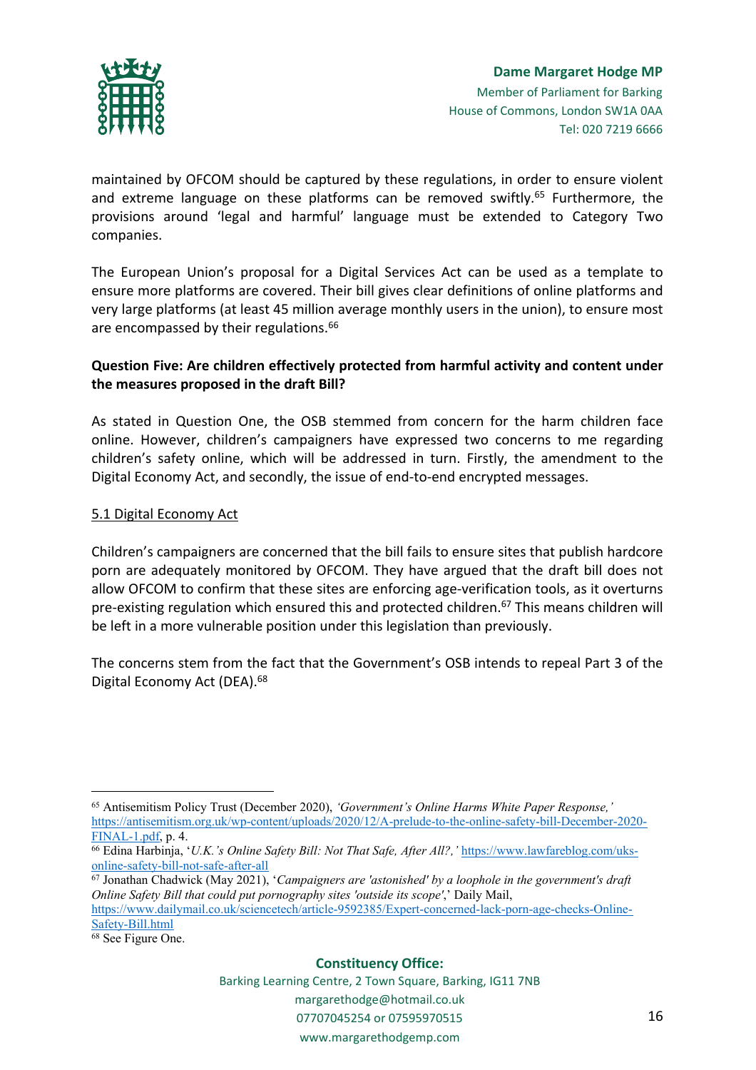maintained by OFCOM should be captured by these regulations, in order to ensure violent and extreme language on these platforms can be removed swiftly.[65] Furthermore, the provisions around 'legal and harmful' language must be extended to Category Two companies.

The European Union's proposal for a Digital Services Act can be used as a template to ensure more platforms are covered. Their bill gives clear definitions of online platforms and very large platforms (at least 45 million average monthly users in the union), to ensure most are encompassed by their regulations.[66]

**Question Five: Are children effectively protected from harmful activity and content under the measures proposed in the draft Bill?**

As stated in Question One, the OSB stemmed from concern for the harm children face online. However, children's campaigners have expressed two concerns to me regarding children's safety online, which will be addressed in turn. Firstly, the amendment to the Digital Economy Act, and secondly, the issue of end-to-end encrypted messages.

<u>5.1 Digital Economy Act</u>

Children's campaigners are concerned that the bill fails to ensure sites that publish hardcore porn are adequately monitored by OFCOM. They have argued that the draft bill does not allow OFCOM to confirm that these sites are enforcing age-verification tools, as it overturns pre-existing regulation which ensured this and protected children.[67] This means children will be left in a more vulnerable position under this legislation than previously.

The concerns stem from the fact that the Government's OSB intends to repeal Part 3 of the Digital Economy Act (DEA).[68]

---

[65] Antisemitism Policy Trust (December 2020), *'Government's Online Harms White Paper Response,'* https://antisemitism.org.uk/wp-content/uploads/2020/12/A-prelude-to-the-online-safety-bill-December-2020-FINAL-1.pdf, p. 4.

[66] Edina Harbinja, '*U.K.'s Online Safety Bill: Not That Safe, After All?,'* https://www.lawfareblog.com/uks-online-safety-bill-not-safe-after-all

[67] Jonathan Chadwick (May 2021), '*Campaigners are 'astonished' by a loophole in the government's draft Online Safety Bill that could put pornography sites 'outside its scope'*,' Daily Mail, https://www.dailymail.co.uk/sciencetech/article-9592385/Expert-concerned-lack-porn-age-checks-Online-Safety-Bill.html

[68] See Figure One.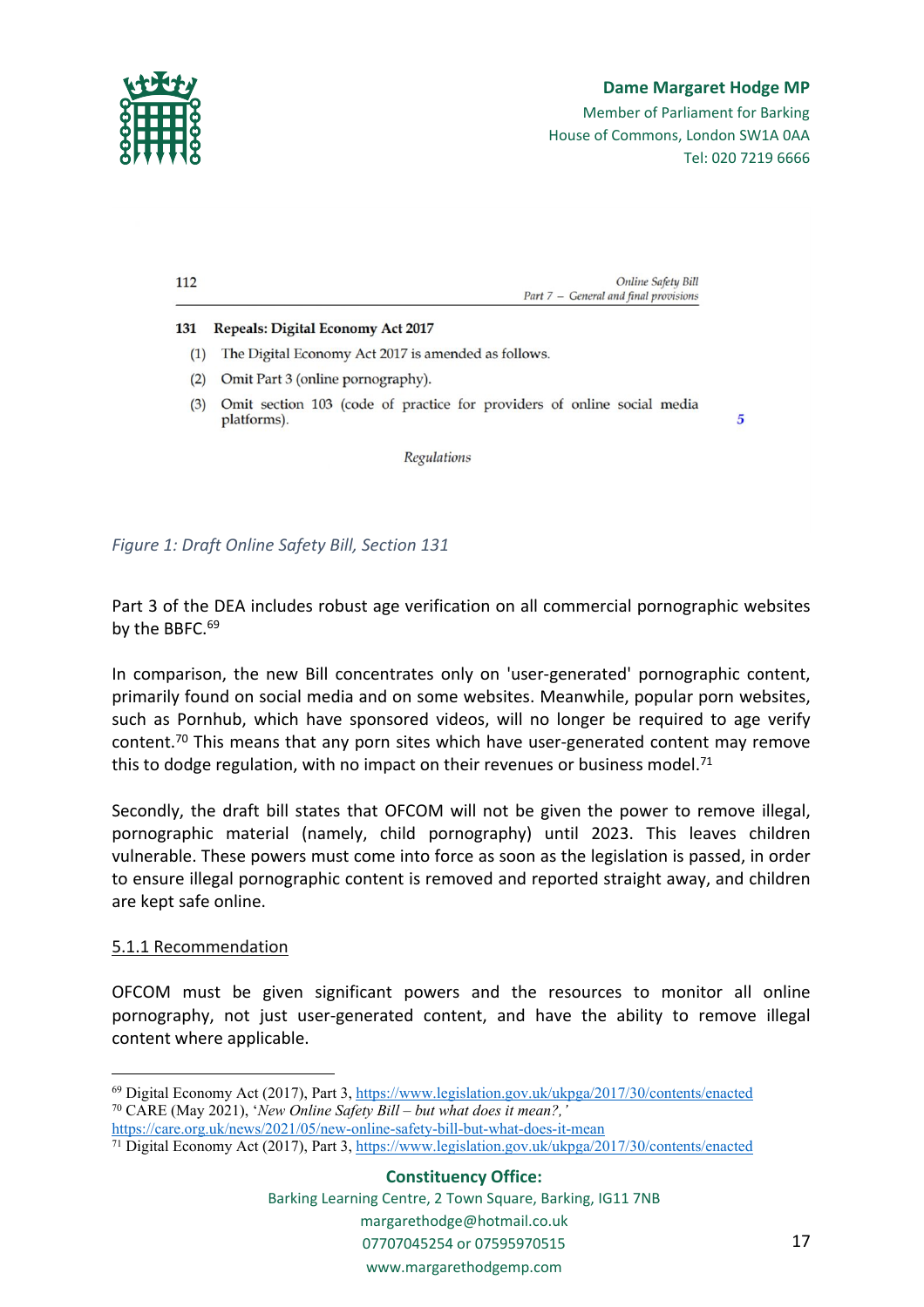112 | Online Safety Bill
Part 7 – General and final provisions

**131 Repeals: Digital Economy Act 2017**

(1) The Digital Economy Act 2017 is amended as follows.

(2) Omit Part 3 (online pornography).

(3) Omit section 103 (code of practice for providers of online social media platforms). 5

*Regulations*

*Figure 1: Draft Online Safety Bill, Section 131*

Part 3 of the DEA includes robust age verification on all commercial pornographic websites by the BBFC.[69]

In comparison, the new Bill concentrates only on 'user-generated' pornographic content, primarily found on social media and on some websites. Meanwhile, popular porn websites, such as Pornhub, which have sponsored videos, will no longer be required to age verify content.[70] This means that any porn sites which have user-generated content may remove this to dodge regulation, with no impact on their revenues or business model.[71]

Secondly, the draft bill states that OFCOM will not be given the power to remove illegal, pornographic material (namely, child pornography) until 2023. This leaves children vulnerable. These powers must come into force as soon as the legislation is passed, in order to ensure illegal pornographic content is removed and reported straight away, and children are kept safe online.

5.1.1 Recommendation

OFCOM must be given significant powers and the resources to monitor all online pornography, not just user-generated content, and have the ability to remove illegal content where applicable.

---

[69] Digital Economy Act (2017), Part 3, https://www.legislation.gov.uk/ukpga/2017/30/contents/enacted

[70] CARE (May 2021), '*New Online Safety Bill – but what does it mean?,*' https://care.org.uk/news/2021/05/new-online-safety-bill-but-what-does-it-mean

[71] Digital Economy Act (2017), Part 3, https://www.legislation.gov.uk/ukpga/2017/30/contents/enacted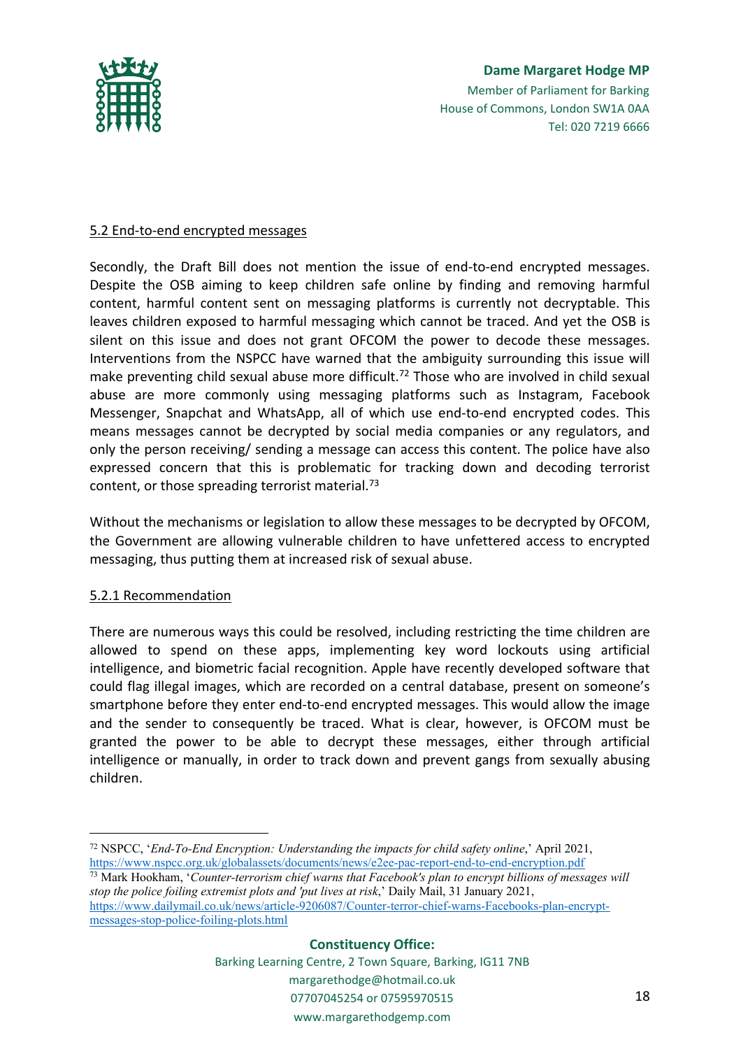5.2 End-to-end encrypted messages

Secondly, the Draft Bill does not mention the issue of end-to-end encrypted messages. Despite the OSB aiming to keep children safe online by finding and removing harmful content, harmful content sent on messaging platforms is currently not decryptable. This leaves children exposed to harmful messaging which cannot be traced. And yet the OSB is silent on this issue and does not grant OFCOM the power to decode these messages. Interventions from the NSPCC have warned that the ambiguity surrounding this issue will make preventing child sexual abuse more difficult.[72] Those who are involved in child sexual abuse are more commonly using messaging platforms such as Instagram, Facebook Messenger, Snapchat and WhatsApp, all of which use end-to-end encrypted codes. This means messages cannot be decrypted by social media companies or any regulators, and only the person receiving/ sending a message can access this content. The police have also expressed concern that this is problematic for tracking down and decoding terrorist content, or those spreading terrorist material.[73]

Without the mechanisms or legislation to allow these messages to be decrypted by OFCOM, the Government are allowing vulnerable children to have unfettered access to encrypted messaging, thus putting them at increased risk of sexual abuse.

5.2.1 Recommendation

There are numerous ways this could be resolved, including restricting the time children are allowed to spend on these apps, implementing key word lockouts using artificial intelligence, and biometric facial recognition. Apple have recently developed software that could flag illegal images, which are recorded on a central database, present on someone's smartphone before they enter end-to-end encrypted messages. This would allow the image and the sender to consequently be traced. What is clear, however, is OFCOM must be granted the power to be able to decrypt these messages, either through artificial intelligence or manually, in order to track down and prevent gangs from sexually abusing children.

---

[72] NSPCC, '*End-To-End Encryption: Understanding the impacts for child safety online*,' April 2021, https://www.nspcc.org.uk/globalassets/documents/news/e2ee-pac-report-end-to-end-encryption.pdf

[73] Mark Hookham, '*Counter-terrorism chief warns that Facebook's plan to encrypt billions of messages will stop the police foiling extremist plots and 'put lives at risk*,' Daily Mail, 31 January 2021, https://www.dailymail.co.uk/news/article-9206087/Counter-terror-chief-warns-Facebooks-plan-encrypt-messages-stop-police-foiling-plots.html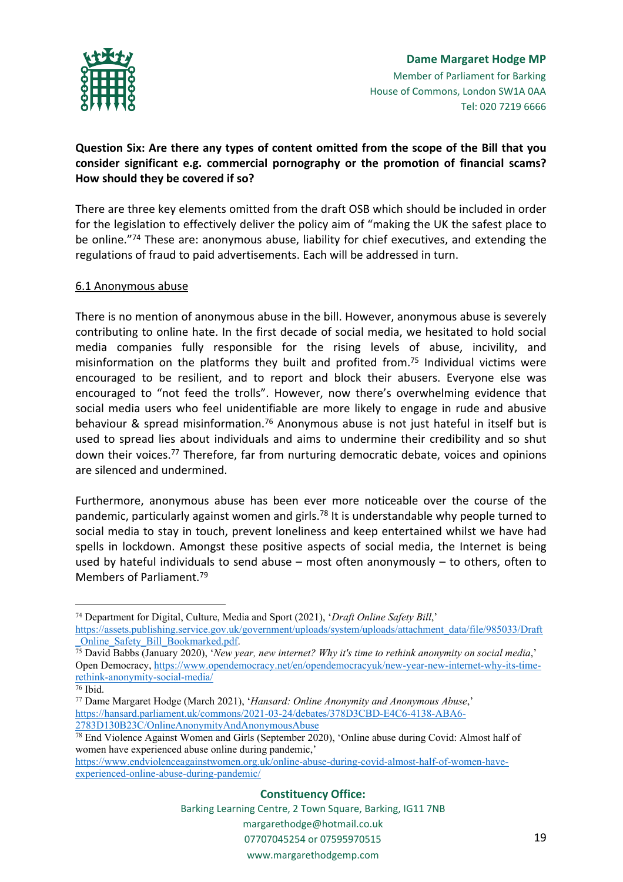**Question Six: Are there any types of content omitted from the scope of the Bill that you consider significant e.g. commercial pornography or the promotion of financial scams? How should they be covered if so?**

There are three key elements omitted from the draft OSB which should be included in order for the legislation to effectively deliver the policy aim of "making the UK the safest place to be online."[74] These are: anonymous abuse, liability for chief executives, and extending the regulations of fraud to paid advertisements. Each will be addressed in turn.

6.1 Anonymous abuse

There is no mention of anonymous abuse in the bill. However, anonymous abuse is severely contributing to online hate. In the first decade of social media, we hesitated to hold social media companies fully responsible for the rising levels of abuse, incivility, and misinformation on the platforms they built and profited from.[75] Individual victims were encouraged to be resilient, and to report and block their abusers. Everyone else was encouraged to "not feed the trolls". However, now there's overwhelming evidence that social media users who feel unidentifiable are more likely to engage in rude and abusive behaviour & spread misinformation.[76] Anonymous abuse is not just hateful in itself but is used to spread lies about individuals and aims to undermine their credibility and so shut down their voices.[77] Therefore, far from nurturing democratic debate, voices and opinions are silenced and undermined.

Furthermore, anonymous abuse has been ever more noticeable over the course of the pandemic, particularly against women and girls.[78] It is understandable why people turned to social media to stay in touch, prevent loneliness and keep entertained whilst we have had spells in lockdown. Amongst these positive aspects of social media, the Internet is being used by hateful individuals to send abuse – most often anonymously – to others, often to Members of Parliament.[79]

---

[74] Department for Digital, Culture, Media and Sport (2021), '*Draft Online Safety Bill*,' https://assets.publishing.service.gov.uk/government/uploads/system/uploads/attachment_data/file/985033/Draft_Online_Safety_Bill_Bookmarked.pdf.

[75] David Babbs (January 2020), '*New year, new internet? Why it's time to rethink anonymity on social media*,' Open Democracy, https://www.opendemocracy.net/en/opendemocracyuk/new-year-new-internet-why-its-time-rethink-anonymity-social-media/

[76] Ibid.

[77] Dame Margaret Hodge (March 2021), '*Hansard: Online Anonymity and Anonymous Abuse*,' https://hansard.parliament.uk/commons/2021-03-24/debates/378D3CBD-E4C6-4138-ABA6-2783D130B23C/OnlineAnonymityAndAnonymousAbuse

[78] End Violence Against Women and Girls (September 2020), 'Online abuse during Covid: Almost half of women have experienced abuse online during pandemic,' https://www.endviolenceagainstwomen.org.uk/online-abuse-during-covid-almost-half-of-women-have-experienced-online-abuse-during-pandemic/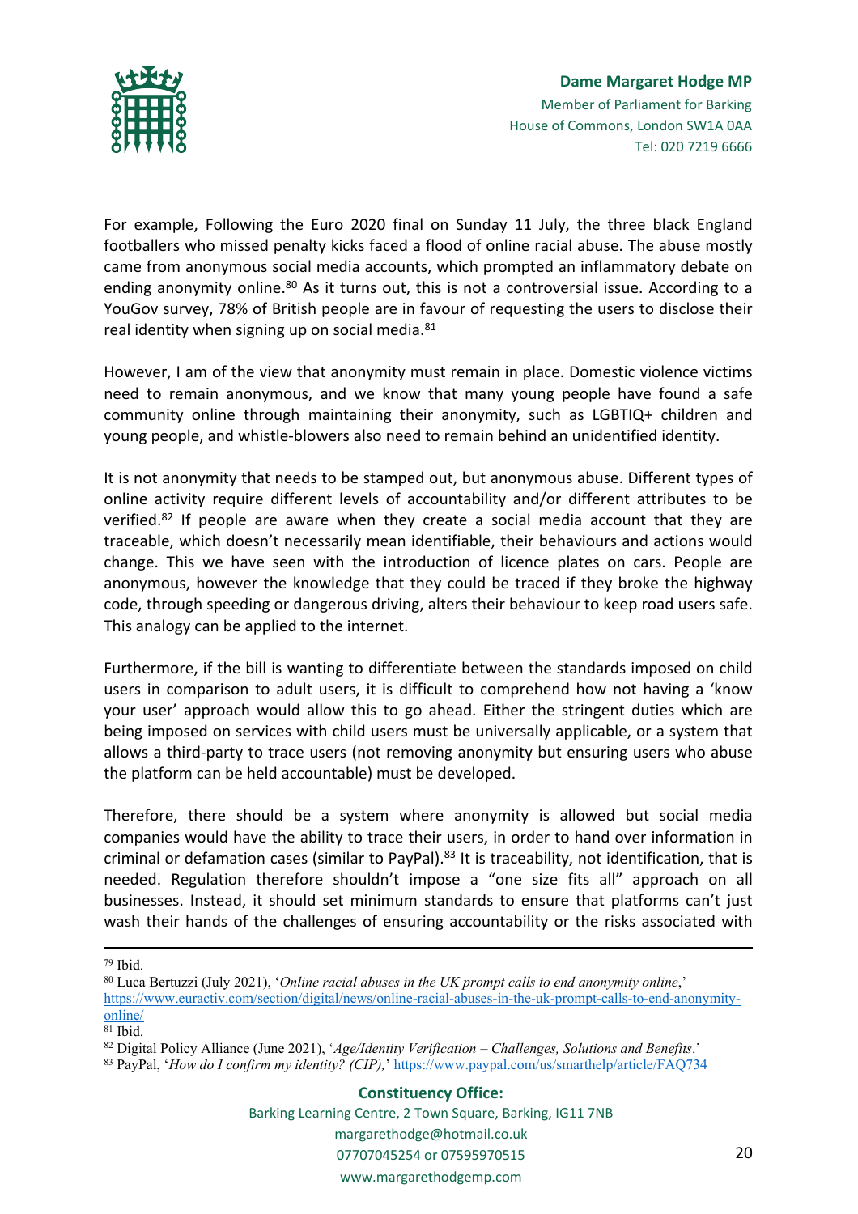For example, Following the Euro 2020 final on Sunday 11 July, the three black England footballers who missed penalty kicks faced a flood of online racial abuse. The abuse mostly came from anonymous social media accounts, which prompted an inflammatory debate on ending anonymity online.[80] As it turns out, this is not a controversial issue. According to a YouGov survey, 78% of British people are in favour of requesting the users to disclose their real identity when signing up on social media.[81]

However, I am of the view that anonymity must remain in place. Domestic violence victims need to remain anonymous, and we know that many young people have found a safe community online through maintaining their anonymity, such as LGBTIQ+ children and young people, and whistle-blowers also need to remain behind an unidentified identity.

It is not anonymity that needs to be stamped out, but anonymous abuse. Different types of online activity require different levels of accountability and/or different attributes to be verified.[82] If people are aware when they create a social media account that they are traceable, which doesn't necessarily mean identifiable, their behaviours and actions would change. This we have seen with the introduction of licence plates on cars. People are anonymous, however the knowledge that they could be traced if they broke the highway code, through speeding or dangerous driving, alters their behaviour to keep road users safe. This analogy can be applied to the internet.

Furthermore, if the bill is wanting to differentiate between the standards imposed on child users in comparison to adult users, it is difficult to comprehend how not having a 'know your user' approach would allow this to go ahead. Either the stringent duties which are being imposed on services with child users must be universally applicable, or a system that allows a third-party to trace users (not removing anonymity but ensuring users who abuse the platform can be held accountable) must be developed.

Therefore, there should be a system where anonymity is allowed but social media companies would have the ability to trace their users, in order to hand over information in criminal or defamation cases (similar to PayPal).[83] It is traceability, not identification, that is needed. Regulation therefore shouldn't impose a "one size fits all" approach on all businesses. Instead, it should set minimum standards to ensure that platforms can't just wash their hands of the challenges of ensuring accountability or the risks associated with

---

[79] Ibid.

[80] Luca Bertuzzi (July 2021), '*Online racial abuses in the UK prompt calls to end anonymity online*,' https://www.euractiv.com/section/digital/news/online-racial-abuses-in-the-uk-prompt-calls-to-end-anonymity-online/

[81] Ibid.

[82] Digital Policy Alliance (June 2021), '*Age/Identity Verification – Challenges, Solutions and Benefits*.'

[83] PayPal, '*How do I confirm my identity? (CIP)*,' https://www.paypal.com/us/smarthelp/article/FAQ734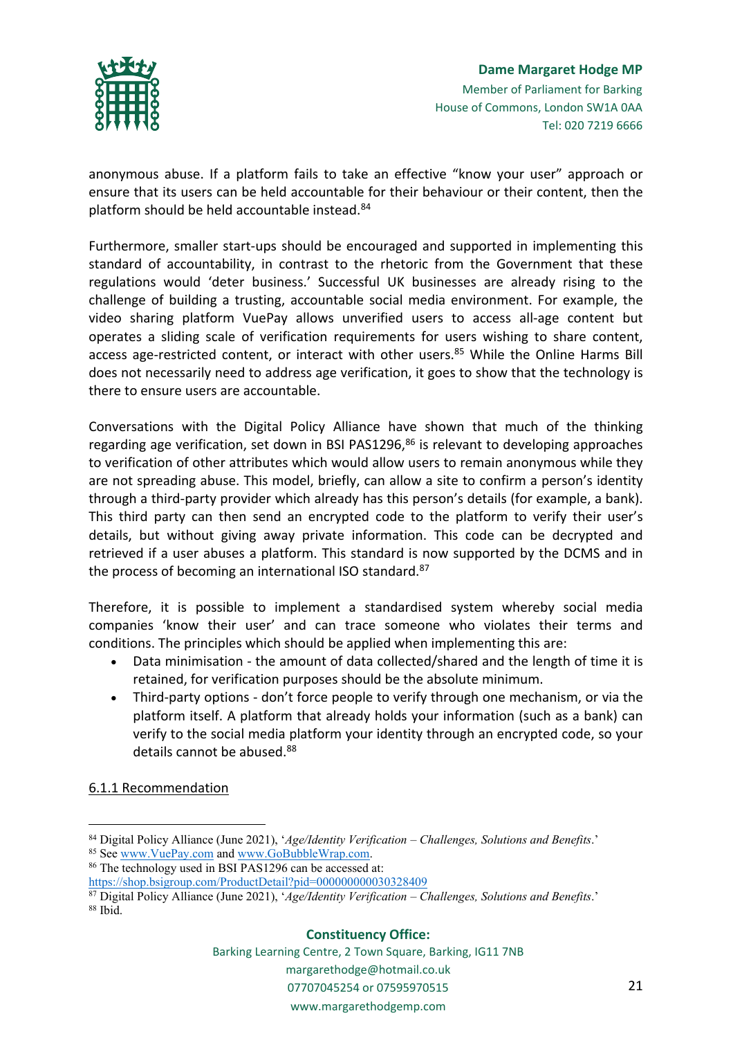anonymous abuse. If a platform fails to take an effective "know your user" approach or ensure that its users can be held accountable for their behaviour or their content, then the platform should be held accountable instead.[84]

Furthermore, smaller start-ups should be encouraged and supported in implementing this standard of accountability, in contrast to the rhetoric from the Government that these regulations would 'deter business.' Successful UK businesses are already rising to the challenge of building a trusting, accountable social media environment. For example, the video sharing platform VuePay allows unverified users to access all-age content but operates a sliding scale of verification requirements for users wishing to share content, access age-restricted content, or interact with other users.[85] While the Online Harms Bill does not necessarily need to address age verification, it goes to show that the technology is there to ensure users are accountable.

Conversations with the Digital Policy Alliance have shown that much of the thinking regarding age verification, set down in BSI PAS1296,[86] is relevant to developing approaches to verification of other attributes which would allow users to remain anonymous while they are not spreading abuse. This model, briefly, can allow a site to confirm a person's identity through a third-party provider which already has this person's details (for example, a bank). This third party can then send an encrypted code to the platform to verify their user's details, but without giving away private information. This code can be decrypted and retrieved if a user abuses a platform. This standard is now supported by the DCMS and in the process of becoming an international ISO standard.[87]

Therefore, it is possible to implement a standardised system whereby social media companies 'know their user' and can trace someone who violates their terms and conditions. The principles which should be applied when implementing this are:

- Data minimisation - the amount of data collected/shared and the length of time it is retained, for verification purposes should be the absolute minimum.
- Third-party options - don't force people to verify through one mechanism, or via the platform itself. A platform that already holds your information (such as a bank) can verify to the social media platform your identity through an encrypted code, so your details cannot be abused.[88]

6.1.1 Recommendation

---

[84] Digital Policy Alliance (June 2021), '*Age/Identity Verification – Challenges, Solutions and Benefits*.'
[85] See www.VuePay.com and www.GoBubbleWrap.com.
[86] The technology used in BSI PAS1296 can be accessed at: https://shop.bsigroup.com/ProductDetail?pid=000000000030328409
[87] Digital Policy Alliance (June 2021), '*Age/Identity Verification – Challenges, Solutions and Benefits*.'
[88] Ibid.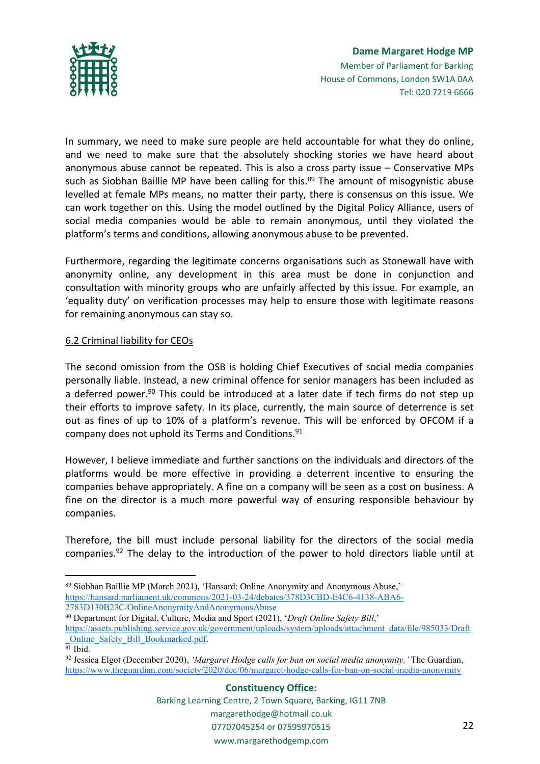In summary, we need to make sure people are held accountable for what they do online, and we need to make sure that the absolutely shocking stories we have heard about anonymous abuse cannot be repeated. This is also a cross party issue – Conservative MPs such as Siobhan Baillie MP have been calling for this.[89] The amount of misogynistic abuse levelled at female MPs means, no matter their party, there is consensus on this issue. We can work together on this. Using the model outlined by the Digital Policy Alliance, users of social media companies would be able to remain anonymous, until they violated the platform's terms and conditions, allowing anonymous abuse to be prevented.

Furthermore, regarding the legitimate concerns organisations such as Stonewall have with anonymity online, any development in this area must be done in conjunction and consultation with minority groups who are unfairly affected by this issue. For example, an 'equality duty' on verification processes may help to ensure those with legitimate reasons for remaining anonymous can stay so.

## 6.2 Criminal liability for CEOs

The second omission from the OSB is holding Chief Executives of social media companies personally liable. Instead, a new criminal offence for senior managers has been included as a deferred power.[90] This could be introduced at a later date if tech firms do not step up their efforts to improve safety. In its place, currently, the main source of deterrence is set out as fines of up to 10% of a platform's revenue. This will be enforced by OFCOM if a company does not uphold its Terms and Conditions.[91]

However, I believe immediate and further sanctions on the individuals and directors of the platforms would be more effective in providing a deterrent incentive to ensuring the companies behave appropriately. A fine on a company will be seen as a cost on business. A fine on the director is a much more powerful way of ensuring responsible behaviour by companies.

Therefore, the bill must include personal liability for the directors of the social media companies.[92] The delay to the introduction of the power to hold directors liable until at

---

[89] Siobhan Baillie MP (March 2021), 'Hansard: Online Anonymity and Anonymous Abuse,' https://hansard.parliament.uk/commons/2021-03-24/debates/378D3CBD-E4C6-4138-ABA6-2783D130B23C/OnlineAnonymityAndAnonymousAbuse

[90] Department for Digital, Culture, Media and Sport (2021), '*Draft Online Safety Bill*,' https://assets.publishing.service.gov.uk/government/uploads/system/uploads/attachment_data/file/985033/Draft_Online_Safety_Bill_Bookmarked.pdf.

[91] Ibid.

[92] Jessica Elgot (December 2020), *'Margaret Hodge calls for ban on social media anonymity,'* The Guardian, https://www.theguardian.com/society/2020/dec/06/margaret-hodge-calls-for-ban-on-social-media-anonymity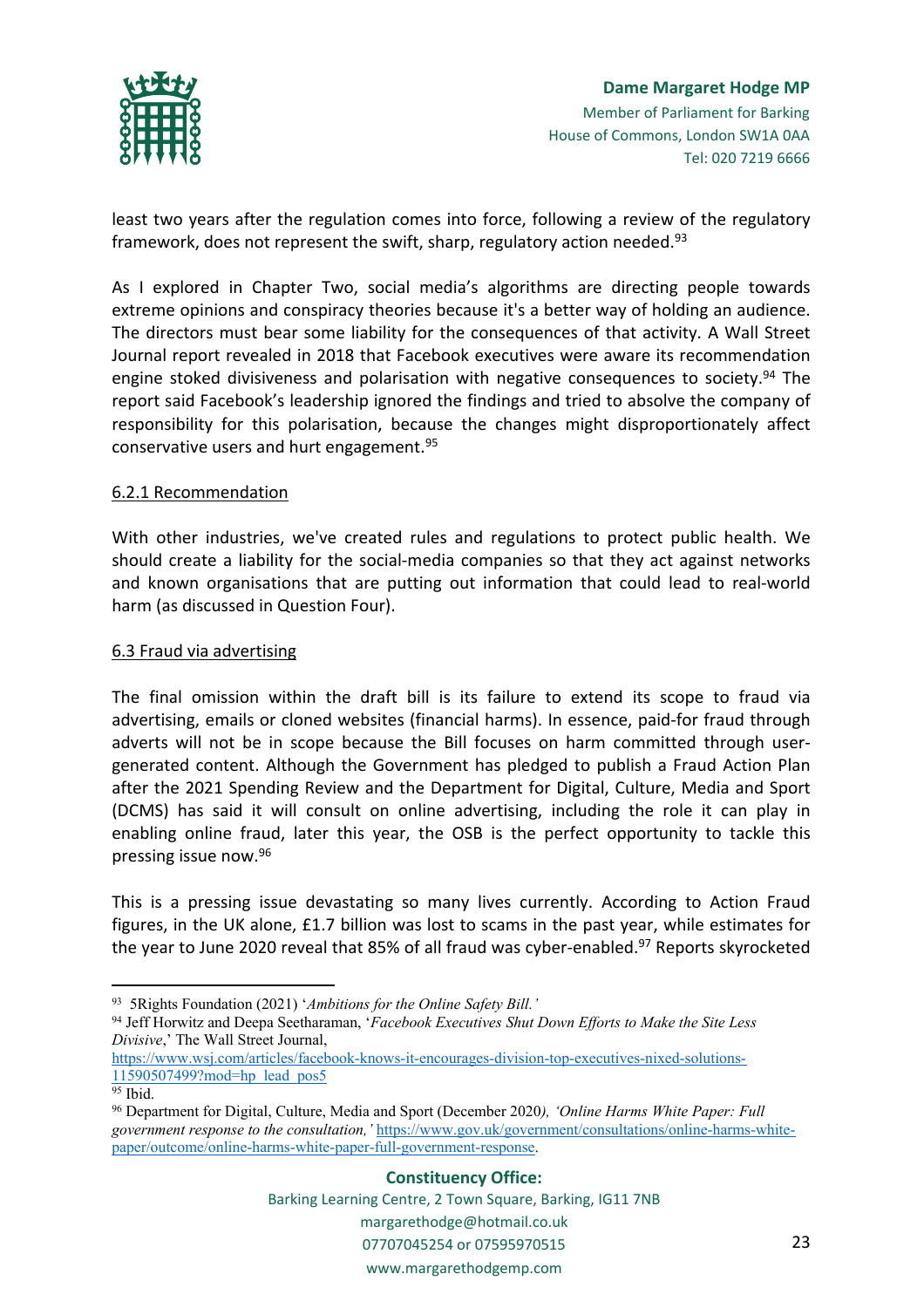least two years after the regulation comes into force, following a review of the regulatory framework, does not represent the swift, sharp, regulatory action needed.[93]

As I explored in Chapter Two, social media's algorithms are directing people towards extreme opinions and conspiracy theories because it's a better way of holding an audience. The directors must bear some liability for the consequences of that activity. A Wall Street Journal report revealed in 2018 that Facebook executives were aware its recommendation engine stoked divisiveness and polarisation with negative consequences to society.[94] The report said Facebook's leadership ignored the findings and tried to absolve the company of responsibility for this polarisation, because the changes might disproportionately affect conservative users and hurt engagement.[95]

6.2.1 Recommendation

With other industries, we've created rules and regulations to protect public health. We should create a liability for the social-media companies so that they act against networks and known organisations that are putting out information that could lead to real-world harm (as discussed in Question Four).

6.3 Fraud via advertising

The final omission within the draft bill is its failure to extend its scope to fraud via advertising, emails or cloned websites (financial harms). In essence, paid-for fraud through adverts will not be in scope because the Bill focuses on harm committed through user-generated content. Although the Government has pledged to publish a Fraud Action Plan after the 2021 Spending Review and the Department for Digital, Culture, Media and Sport (DCMS) has said it will consult on online advertising, including the role it can play in enabling online fraud, later this year, the OSB is the perfect opportunity to tackle this pressing issue now.[96]

This is a pressing issue devastating so many lives currently. According to Action Fraud figures, in the UK alone, £1.7 billion was lost to scams in the past year, while estimates for the year to June 2020 reveal that 85% of all fraud was cyber-enabled.[97] Reports skyrocketed

---

[93] 5Rights Foundation (2021) '*Ambitions for the Online Safety Bill.*'

[94] Jeff Horwitz and Deepa Seetharaman, '*Facebook Executives Shut Down Efforts to Make the Site Less Divisive*,' The Wall Street Journal, https://www.wsj.com/articles/facebook-knows-it-encourages-division-top-executives-nixed-solutions-11590507499?mod=hp_lead_pos5

[95] Ibid.

[96] Department for Digital, Culture, Media and Sport (December 2020*), 'Online Harms White Paper: Full government response to the consultation,'* https://www.gov.uk/government/consultations/online-harms-white-paper/outcome/online-harms-white-paper-full-government-response.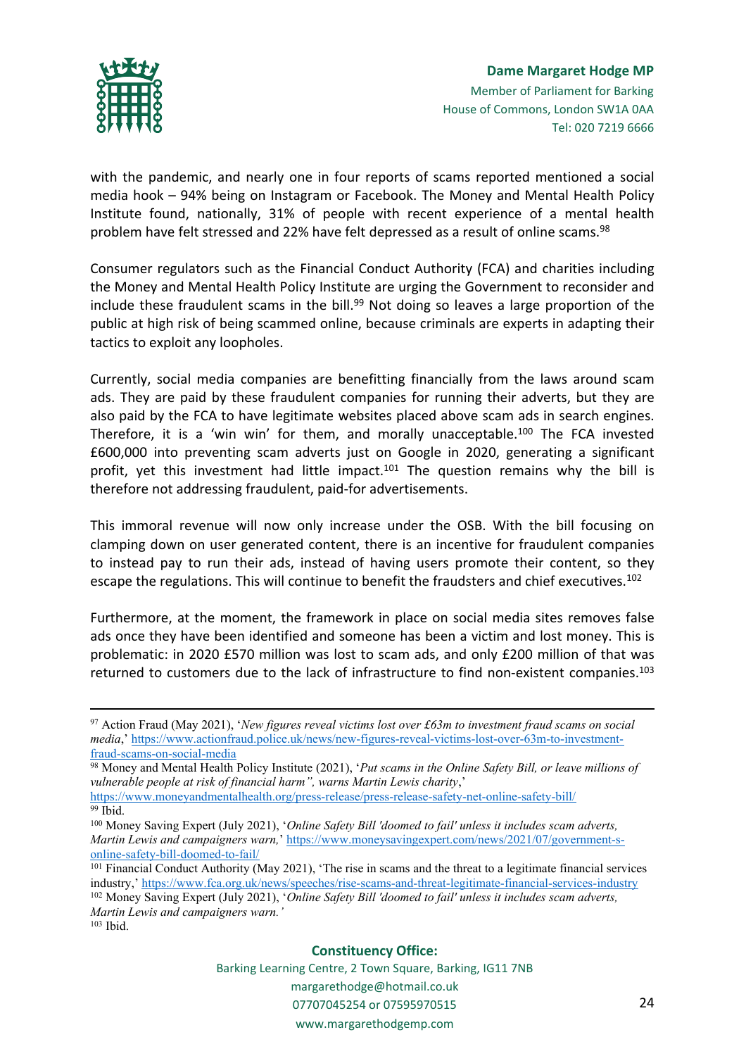with the pandemic, and nearly one in four reports of scams reported mentioned a social media hook – 94% being on Instagram or Facebook. The Money and Mental Health Policy Institute found, nationally, 31% of people with recent experience of a mental health problem have felt stressed and 22% have felt depressed as a result of online scams.[98]

Consumer regulators such as the Financial Conduct Authority (FCA) and charities including the Money and Mental Health Policy Institute are urging the Government to reconsider and include these fraudulent scams in the bill.[99] Not doing so leaves a large proportion of the public at high risk of being scammed online, because criminals are experts in adapting their tactics to exploit any loopholes.

Currently, social media companies are benefitting financially from the laws around scam ads. They are paid by these fraudulent companies for running their adverts, but they are also paid by the FCA to have legitimate websites placed above scam ads in search engines. Therefore, it is a 'win win' for them, and morally unacceptable.[100] The FCA invested £600,000 into preventing scam adverts just on Google in 2020, generating a significant profit, yet this investment had little impact.[101] The question remains why the bill is therefore not addressing fraudulent, paid-for advertisements.

This immoral revenue will now only increase under the OSB. With the bill focusing on clamping down on user generated content, there is an incentive for fraudulent companies to instead pay to run their ads, instead of having users promote their content, so they escape the regulations. This will continue to benefit the fraudsters and chief executives.[102]

Furthermore, at the moment, the framework in place on social media sites removes false ads once they have been identified and someone has been a victim and lost money. This is problematic: in 2020 £570 million was lost to scam ads, and only £200 million of that was returned to customers due to the lack of infrastructure to find non-existent companies.[103]

---

[97] Action Fraud (May 2021), '*New figures reveal victims lost over £63m to investment fraud scams on social media*,' https://www.actionfraud.police.uk/news/new-figures-reveal-victims-lost-over-63m-to-investment-fraud-scams-on-social-media

[98] Money and Mental Health Policy Institute (2021), '*Put scams in the Online Safety Bill, or leave millions of vulnerable people at risk of financial harm", warns Martin Lewis charity*,' https://www.moneyandmentalhealth.org/press-release/press-release-safety-net-online-safety-bill/

[99] Ibid.

[100] Money Saving Expert (July 2021), '*Online Safety Bill 'doomed to fail' unless it includes scam adverts, Martin Lewis and campaigners warn,*' https://www.moneysavingexpert.com/news/2021/07/government-s-online-safety-bill-doomed-to-fail/

[101] Financial Conduct Authority (May 2021), 'The rise in scams and the threat to a legitimate financial services industry,' https://www.fca.org.uk/news/speeches/rise-scams-and-threat-legitimate-financial-services-industry

[102] Money Saving Expert (July 2021), '*Online Safety Bill 'doomed to fail' unless it includes scam adverts, Martin Lewis and campaigners warn.*'

[103] Ibid.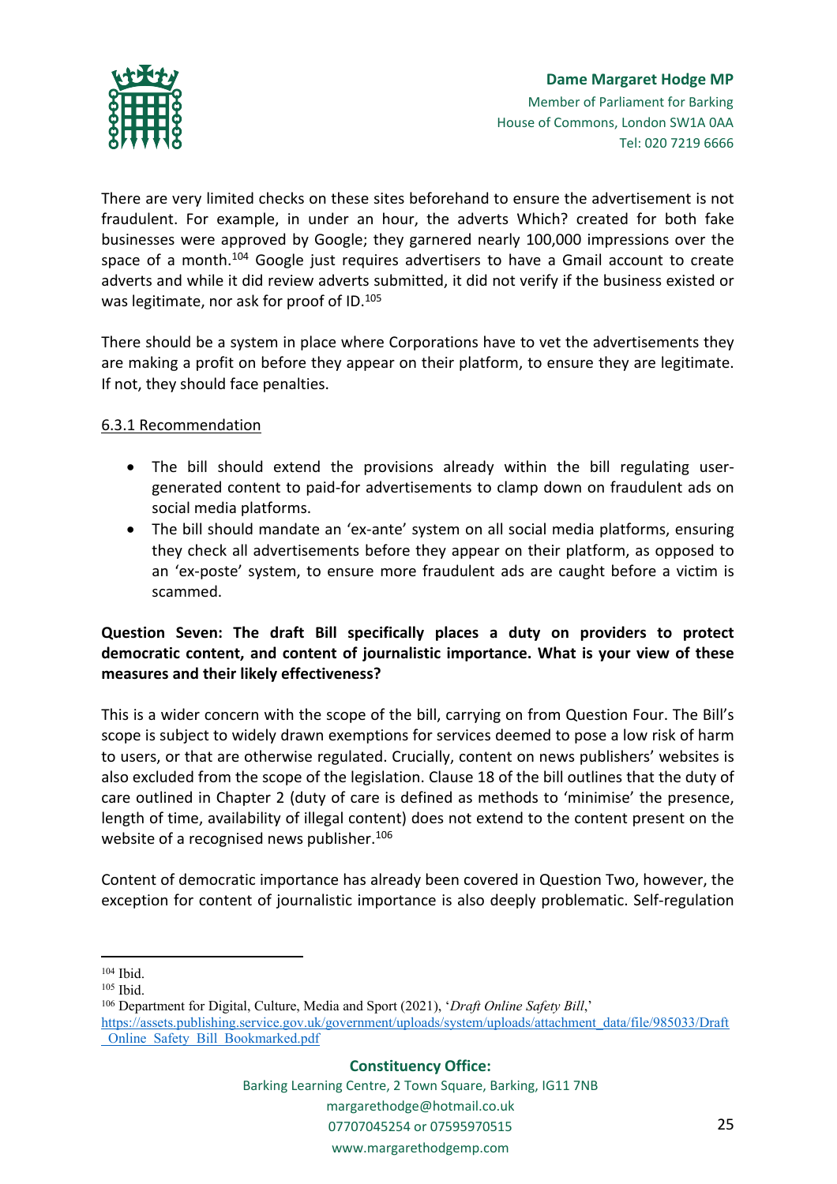There are very limited checks on these sites beforehand to ensure the advertisement is not fraudulent. For example, in under an hour, the adverts Which? created for both fake businesses were approved by Google; they garnered nearly 100,000 impressions over the space of a month.[104] Google just requires advertisers to have a Gmail account to create adverts and while it did review adverts submitted, it did not verify if the business existed or was legitimate, nor ask for proof of ID.[105]

There should be a system in place where Corporations have to vet the advertisements they are making a profit on before they appear on their platform, to ensure they are legitimate. If not, they should face penalties.

6.3.1 Recommendation

- The bill should extend the provisions already within the bill regulating user-generated content to paid-for advertisements to clamp down on fraudulent ads on social media platforms.
- The bill should mandate an 'ex-ante' system on all social media platforms, ensuring they check all advertisements before they appear on their platform, as opposed to an 'ex-poste' system, to ensure more fraudulent ads are caught before a victim is scammed.

**Question Seven: The draft Bill specifically places a duty on providers to protect democratic content, and content of journalistic importance. What is your view of these measures and their likely effectiveness?**

This is a wider concern with the scope of the bill, carrying on from Question Four. The Bill's scope is subject to widely drawn exemptions for services deemed to pose a low risk of harm to users, or that are otherwise regulated. Crucially, content on news publishers' websites is also excluded from the scope of the legislation. Clause 18 of the bill outlines that the duty of care outlined in Chapter 2 (duty of care is defined as methods to 'minimise' the presence, length of time, availability of illegal content) does not extend to the content present on the website of a recognised news publisher.[106]

Content of democratic importance has already been covered in Question Two, however, the exception for content of journalistic importance is also deeply problematic. Self-regulation

---

[104] Ibid.
[105] Ibid.
[106] Department for Digital, Culture, Media and Sport (2021), '*Draft Online Safety Bill*,' https://assets.publishing.service.gov.uk/government/uploads/system/uploads/attachment_data/file/985033/Draft_Online_Safety_Bill_Bookmarked.pdf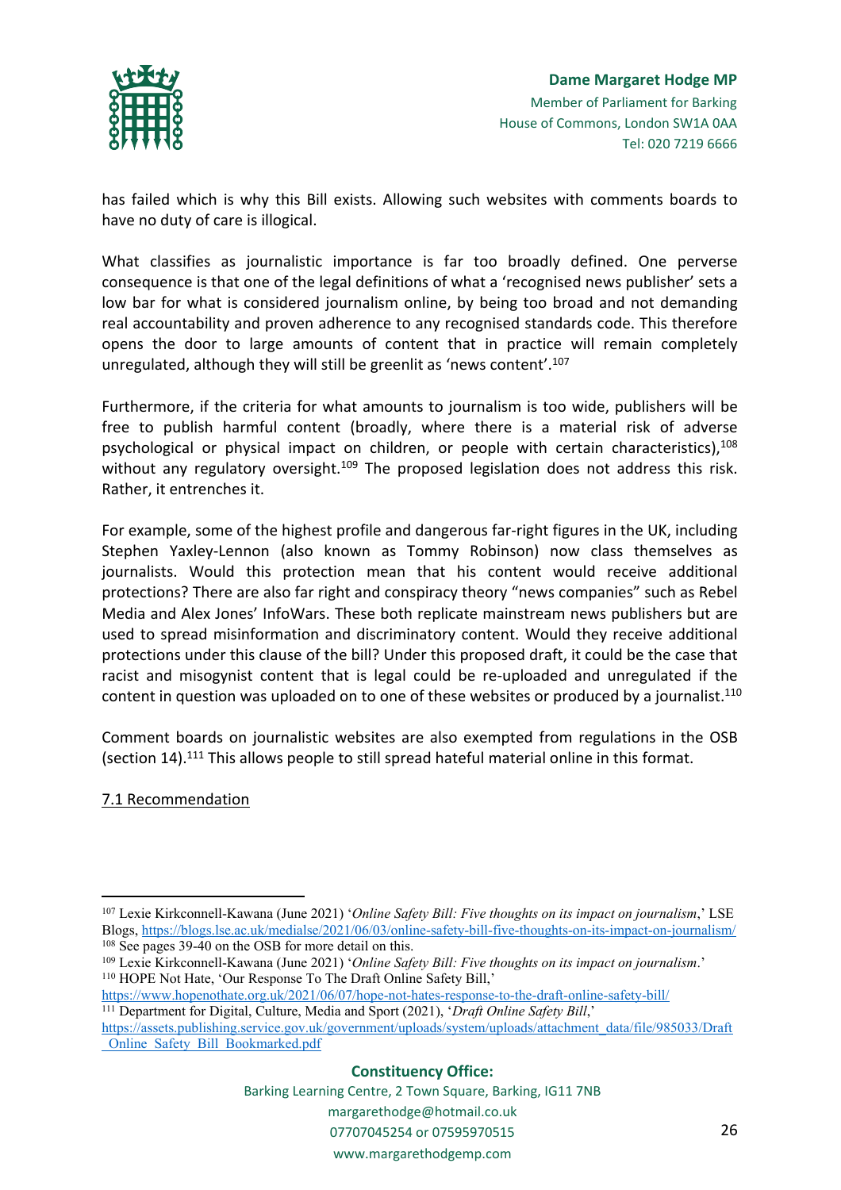has failed which is why this Bill exists. Allowing such websites with comments boards to have no duty of care is illogical.

What classifies as journalistic importance is far too broadly defined. One perverse consequence is that one of the legal definitions of what a 'recognised news publisher' sets a low bar for what is considered journalism online, by being too broad and not demanding real accountability and proven adherence to any recognised standards code. This therefore opens the door to large amounts of content that in practice will remain completely unregulated, although they will still be greenlit as 'news content'.[107]

Furthermore, if the criteria for what amounts to journalism is too wide, publishers will be free to publish harmful content (broadly, where there is a material risk of adverse psychological or physical impact on children, or people with certain characteristics),[108] without any regulatory oversight.[109] The proposed legislation does not address this risk. Rather, it entrenches it.

For example, some of the highest profile and dangerous far-right figures in the UK, including Stephen Yaxley-Lennon (also known as Tommy Robinson) now class themselves as journalists. Would this protection mean that his content would receive additional protections? There are also far right and conspiracy theory "news companies" such as Rebel Media and Alex Jones' InfoWars. These both replicate mainstream news publishers but are used to spread misinformation and discriminatory content. Would they receive additional protections under this clause of the bill? Under this proposed draft, it could be the case that racist and misogynist content that is legal could be re-uploaded and unregulated if the content in question was uploaded on to one of these websites or produced by a journalist.[110]

Comment boards on journalistic websites are also exempted from regulations in the OSB (section 14).[111] This allows people to still spread hateful material online in this format.

<u>7.1 Recommendation</u>

---

[107] Lexie Kirkconnell-Kawana (June 2021) '*Online Safety Bill: Five thoughts on its impact on journalism*,' LSE Blogs, https://blogs.lse.ac.uk/medialse/2021/06/03/online-safety-bill-five-thoughts-on-its-impact-on-journalism/

[108] See pages 39-40 on the OSB for more detail on this.

[109] Lexie Kirkconnell-Kawana (June 2021) '*Online Safety Bill: Five thoughts on its impact on journalism*.'

[110] HOPE Not Hate, 'Our Response To The Draft Online Safety Bill,' https://www.hopenothate.org.uk/2021/06/07/hope-not-hates-response-to-the-draft-online-safety-bill/

[111] Department for Digital, Culture, Media and Sport (2021), '*Draft Online Safety Bill*,' https://assets.publishing.service.gov.uk/government/uploads/system/uploads/attachment_data/file/985033/Draft_Online_Safety_Bill_Bookmarked.pdf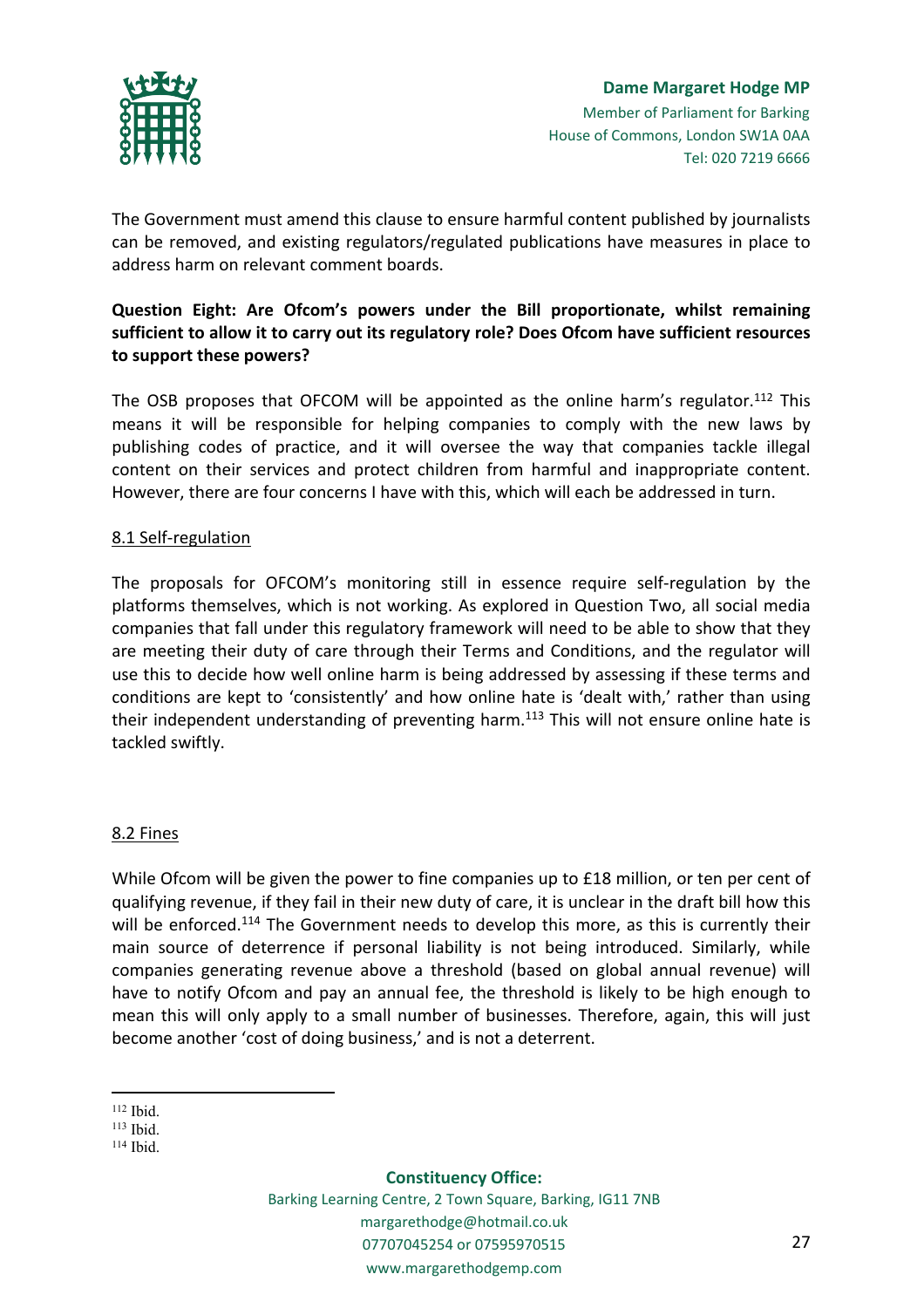The Government must amend this clause to ensure harmful content published by journalists can be removed, and existing regulators/regulated publications have measures in place to address harm on relevant comment boards.

**Question Eight: Are Ofcom's powers under the Bill proportionate, whilst remaining sufficient to allow it to carry out its regulatory role? Does Ofcom have sufficient resources to support these powers?**

The OSB proposes that OFCOM will be appointed as the online harm's regulator.[112] This means it will be responsible for helping companies to comply with the new laws by publishing codes of practice, and it will oversee the way that companies tackle illegal content on their services and protect children from harmful and inappropriate content. However, there are four concerns I have with this, which will each be addressed in turn.

8.1 Self-regulation

The proposals for OFCOM's monitoring still in essence require self-regulation by the platforms themselves, which is not working. As explored in Question Two, all social media companies that fall under this regulatory framework will need to be able to show that they are meeting their duty of care through their Terms and Conditions, and the regulator will use this to decide how well online harm is being addressed by assessing if these terms and conditions are kept to 'consistently' and how online hate is 'dealt with,' rather than using their independent understanding of preventing harm.[113] This will not ensure online hate is tackled swiftly.

8.2 Fines

While Ofcom will be given the power to fine companies up to £18 million, or ten per cent of qualifying revenue, if they fail in their new duty of care, it is unclear in the draft bill how this will be enforced.[114] The Government needs to develop this more, as this is currently their main source of deterrence if personal liability is not being introduced. Similarly, while companies generating revenue above a threshold (based on global annual revenue) will have to notify Ofcom and pay an annual fee, the threshold is likely to be high enough to mean this will only apply to a small number of businesses. Therefore, again, this will just become another 'cost of doing business,' and is not a deterrent.

[112] Ibid.
[113] Ibid.
[114] Ibid.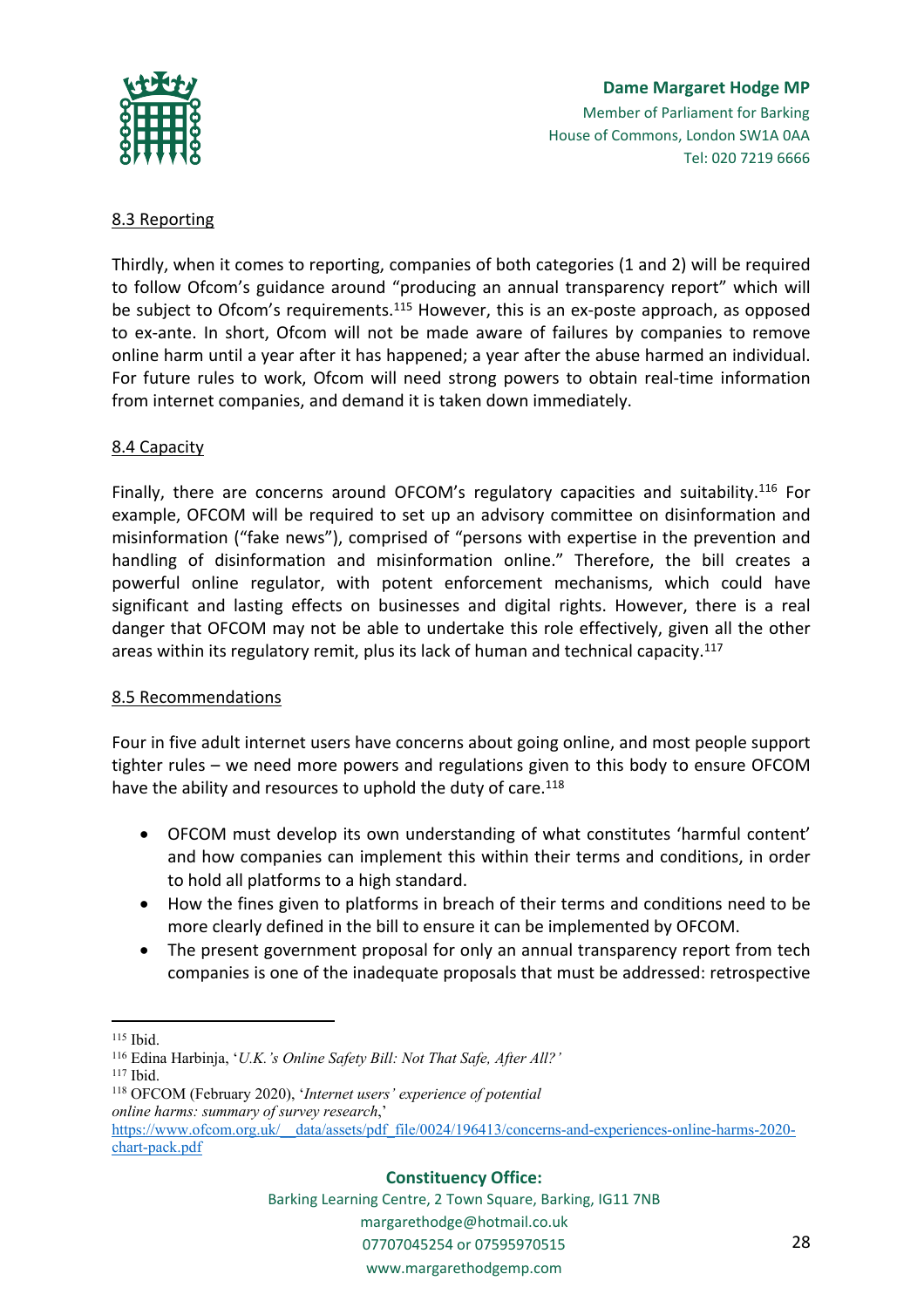### 8.3 Reporting

Thirdly, when it comes to reporting, companies of both categories (1 and 2) will be required to follow Ofcom's guidance around "producing an annual transparency report" which will be subject to Ofcom's requirements.[115] However, this is an ex-poste approach, as opposed to ex-ante. In short, Ofcom will not be made aware of failures by companies to remove online harm until a year after it has happened; a year after the abuse harmed an individual. For future rules to work, Ofcom will need strong powers to obtain real-time information from internet companies, and demand it is taken down immediately.

### 8.4 Capacity

Finally, there are concerns around OFCOM's regulatory capacities and suitability.[116] For example, OFCOM will be required to set up an advisory committee on disinformation and misinformation ("fake news"), comprised of "persons with expertise in the prevention and handling of disinformation and misinformation online." Therefore, the bill creates a powerful online regulator, with potent enforcement mechanisms, which could have significant and lasting effects on businesses and digital rights. However, there is a real danger that OFCOM may not be able to undertake this role effectively, given all the other areas within its regulatory remit, plus its lack of human and technical capacity.[117]

### 8.5 Recommendations

Four in five adult internet users have concerns about going online, and most people support tighter rules – we need more powers and regulations given to this body to ensure OFCOM have the ability and resources to uphold the duty of care.[118]

- OFCOM must develop its own understanding of what constitutes 'harmful content' and how companies can implement this within their terms and conditions, in order to hold all platforms to a high standard.
- How the fines given to platforms in breach of their terms and conditions need to be more clearly defined in the bill to ensure it can be implemented by OFCOM.
- The present government proposal for only an annual transparency report from tech companies is one of the inadequate proposals that must be addressed: retrospective

---

[115] Ibid.

[116] Edina Harbinja, '*U.K.'s Online Safety Bill: Not That Safe, After All?*'

[117] Ibid.

[118] OFCOM (February 2020), '*Internet users' experience of potential online harms: summary of survey research*,' https://www.ofcom.org.uk/__data/assets/pdf_file/0024/196413/concerns-and-experiences-online-harms-2020-chart-pack.pdf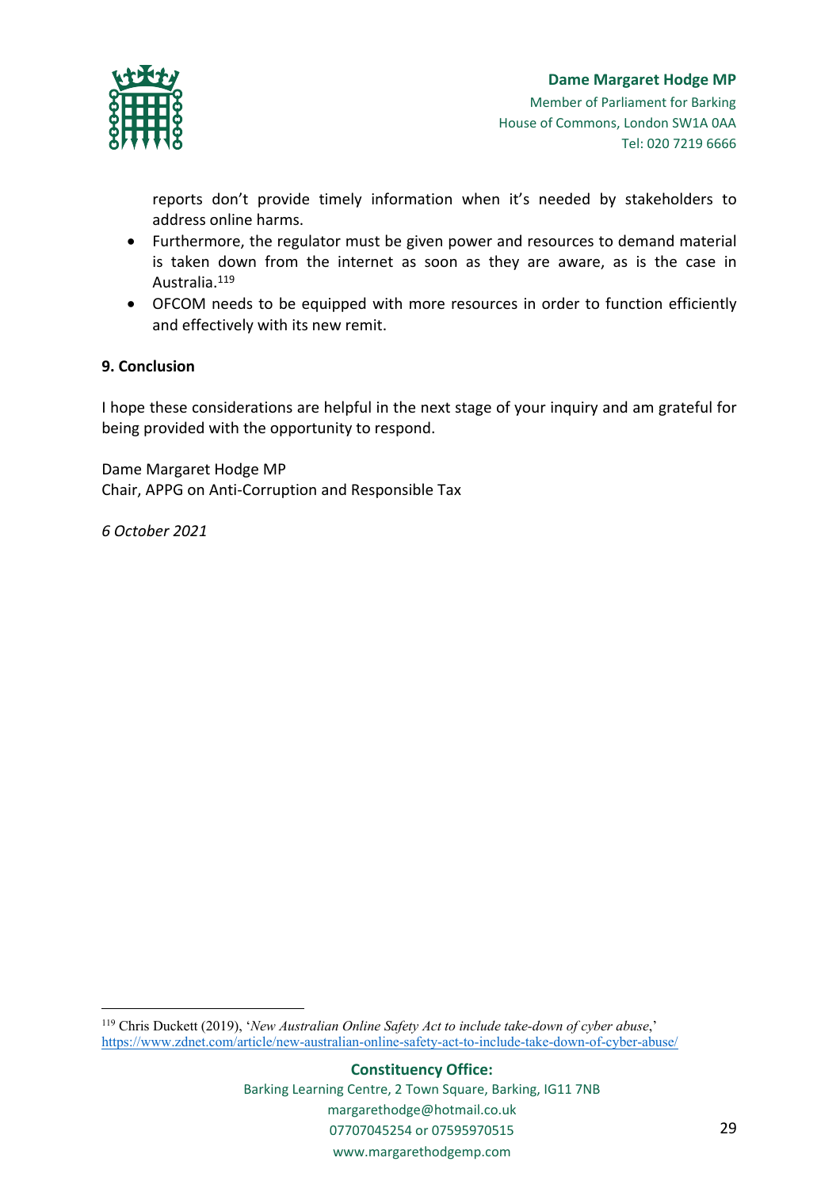reports don't provide timely information when it's needed by stakeholders to address online harms.

- Furthermore, the regulator must be given power and resources to demand material is taken down from the internet as soon as they are aware, as is the case in Australia.[119]
- OFCOM needs to be equipped with more resources in order to function efficiently and effectively with its new remit.

**9. Conclusion**

I hope these considerations are helpful in the next stage of your inquiry and am grateful for being provided with the opportunity to respond.

Dame Margaret Hodge MP
Chair, APPG on Anti-Corruption and Responsible Tax

*6 October 2021*

---

[119] Chris Duckett (2019), '*New Australian Online Safety Act to include take-down of cyber abuse*,' https://www.zdnet.com/article/new-australian-online-safety-act-to-include-take-down-of-cyber-abuse/